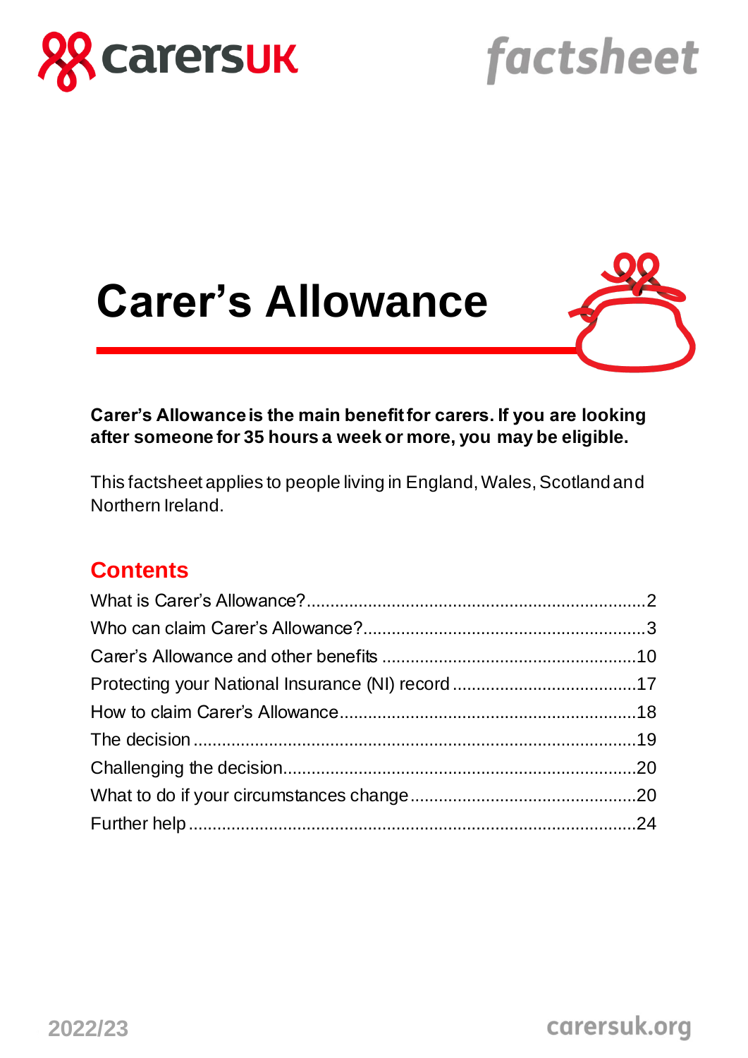carersUK

factsheet

# Carer's Allowance

**Carer's Allowance is the main benefit for carers. If you are looking after someone for 35 hours a week or more, you may be eligible.**

This factsheet applies to people living in England, Wales, Scotland and Northern Ireland.

## Contents

What is Carer's Allowance?....................................................................2
Who can claim Carer's Allowance?..........................................................3
Carer's Allowance and other benefits ....................................................10
Protecting your National Insurance (NI) record ......................................17
How to claim Carer's Allowance.............................................................18
The decision .........................................................................................19
Challenging the decision........................................................................20
What to do if your circumstances change ..............................................20
Further help ..........................................................................................24

2022/23

carersuk.org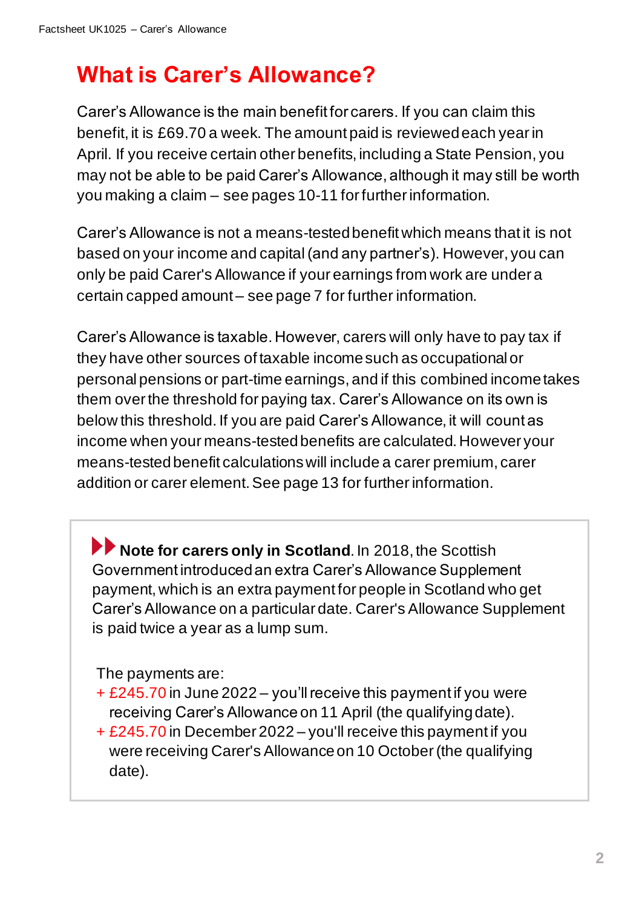# What is Carer's Allowance?

Carer's Allowance is the main benefit for carers. If you can claim this benefit, it is £69.70 a week. The amount paid is reviewed each year in April. If you receive certain other benefits, including a State Pension, you may not be able to be paid Carer's Allowance, although it may still be worth you making a claim – see pages 10-11 for further information.

Carer's Allowance is not a means-tested benefit which means that it is not based on your income and capital (and any partner's). However, you can only be paid Carer's Allowance if your earnings from work are under a certain capped amount – see page 7 for further information.

Carer's Allowance is taxable. However, carers will only have to pay tax if they have other sources of taxable income such as occupational or personal pensions or part-time earnings, and if this combined income takes them over the threshold for paying tax. Carer's Allowance on its own is below this threshold. If you are paid Carer's Allowance, it will count as income when your means-tested benefits are calculated. However your means-tested benefit calculations will include a carer premium, carer addition or carer element. See page 13 for further information.

**Note for carers only in Scotland**. In 2018, the Scottish Government introduced an extra Carer's Allowance Supplement payment, which is an extra payment for people in Scotland who get Carer's Allowance on a particular date. Carer's Allowance Supplement is paid twice a year as a lump sum.

The payments are:

+ £245.70 in June 2022 – you'll receive this payment if you were receiving Carer's Allowance on 11 April (the qualifying date).
+ £245.70 in December 2022 – you'll receive this payment if you were receiving Carer's Allowance on 10 October (the qualifying date).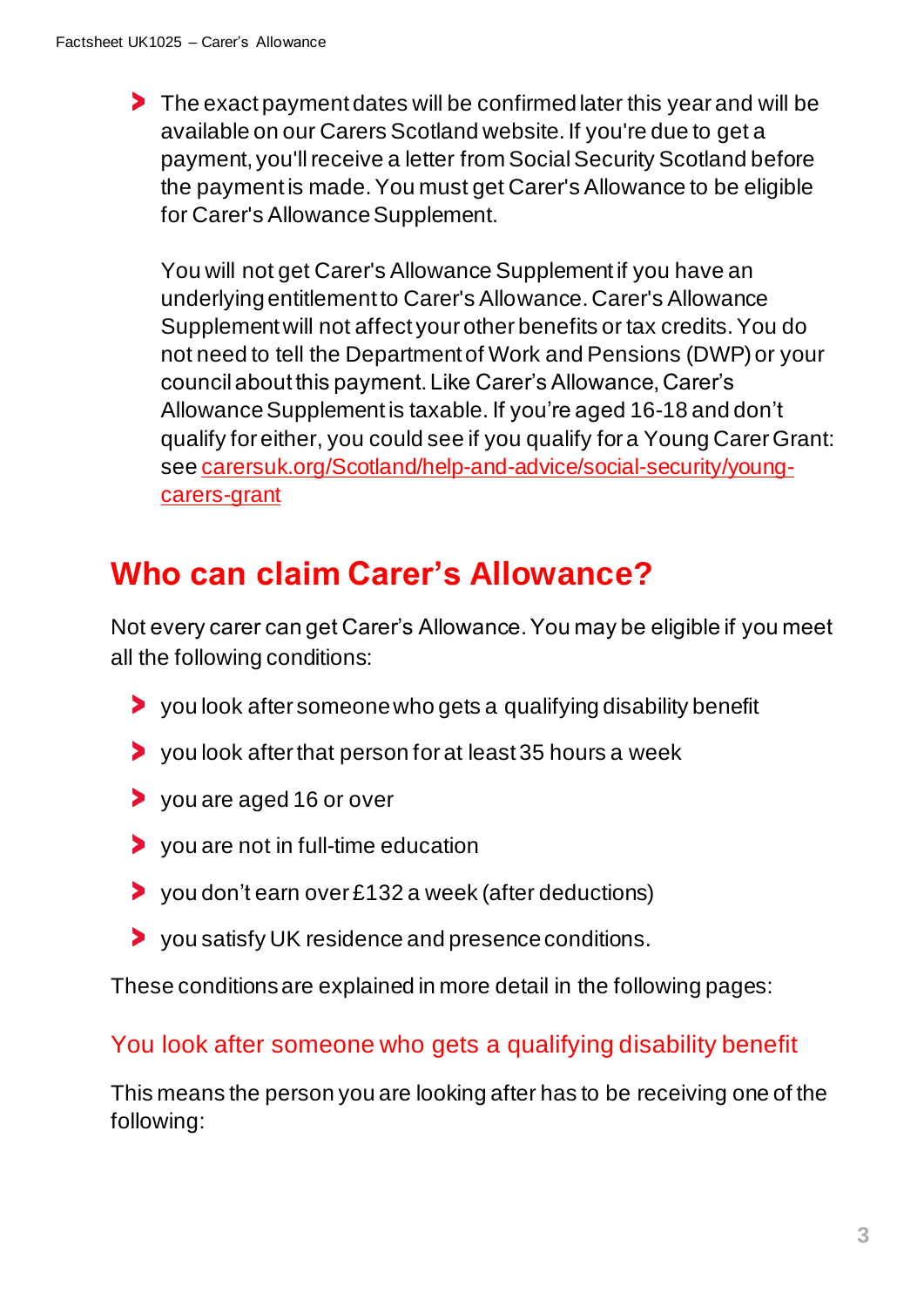- The exact payment dates will be confirmed later this year and will be available on our Carers Scotland website. If you're due to get a payment, you'll receive a letter from Social Security Scotland before the payment is made. You must get Carer's Allowance to be eligible for Carer's Allowance Supplement.

  You will not get Carer's Allowance Supplement if you have an underlying entitlement to Carer's Allowance. Carer's Allowance Supplement will not affect your other benefits or tax credits. You do not need to tell the Department of Work and Pensions (DWP) or your council about this payment. Like Carer's Allowance, Carer's Allowance Supplement is taxable. If you're aged 16-18 and don't qualify for either, you could see if you qualify for a Young Carer Grant: see [carersuk.org/Scotland/help-and-advice/social-security/young-carers-grant](carersuk.org/Scotland/help-and-advice/social-security/young-carers-grant)

## Who can claim Carer's Allowance?

Not every carer can get Carer's Allowance. You may be eligible if you meet all the following conditions:

- you look after someone who gets a qualifying disability benefit
- you look after that person for at least 35 hours a week
- you are aged 16 or over
- you are not in full-time education
- you don't earn over £132 a week (after deductions)
- you satisfy UK residence and presence conditions.

These conditions are explained in more detail in the following pages:

### You look after someone who gets a qualifying disability benefit

This means the person you are looking after has to be receiving one of the following: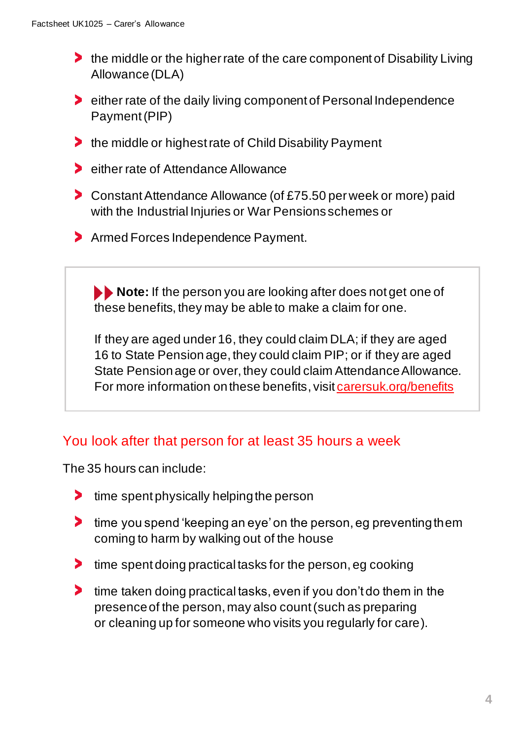- the middle or the higher rate of the care component of Disability Living Allowance (DLA)
- either rate of the daily living component of Personal Independence Payment (PIP)
- the middle or highest rate of Child Disability Payment
- either rate of Attendance Allowance
- Constant Attendance Allowance (of £75.50 per week or more) paid with the Industrial Injuries or War Pensions schemes or
- Armed Forces Independence Payment.

> **Note:** If the person you are looking after does not get one of these benefits, they may be able to make a claim for one.
>
> If they are aged under 16, they could claim DLA; if they are aged 16 to State Pension age, they could claim PIP; or if they are aged State Pension age or over, they could claim Attendance Allowance. For more information on these benefits, visit carersuk.org/benefits

## You look after that person for at least 35 hours a week

The 35 hours can include:

- time spent physically helping the person
- time you spend 'keeping an eye' on the person, eg preventing them coming to harm by walking out of the house
- time spent doing practical tasks for the person, eg cooking
- time taken doing practical tasks, even if you don't do them in the presence of the person, may also count (such as preparing or cleaning up for someone who visits you regularly for care).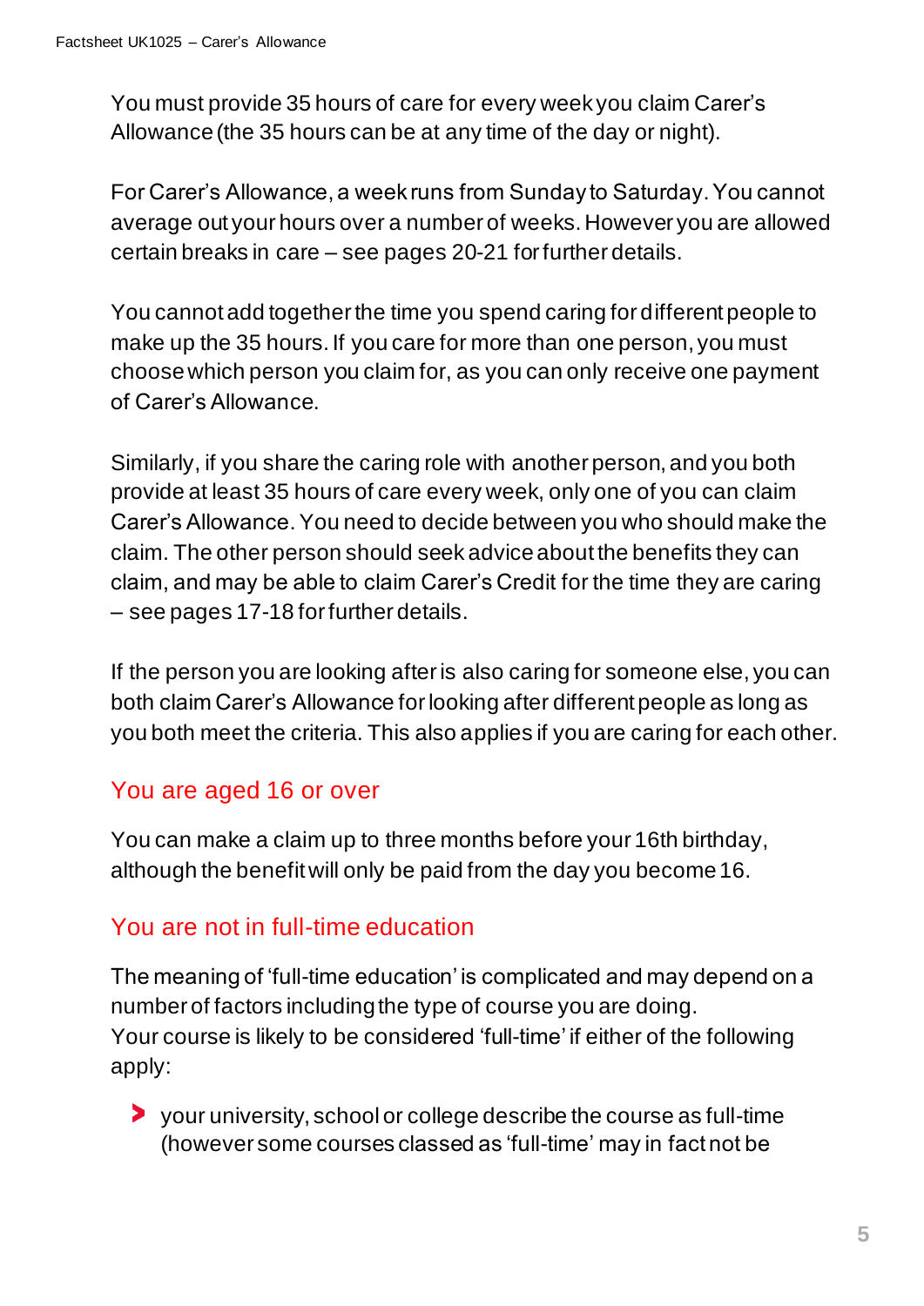You must provide 35 hours of care for every week you claim Carer's Allowance (the 35 hours can be at any time of the day or night).

For Carer's Allowance, a week runs from Sunday to Saturday. You cannot average out your hours over a number of weeks. However you are allowed certain breaks in care – see pages 20-21 for further details.

You cannot add together the time you spend caring for different people to make up the 35 hours. If you care for more than one person, you must choose which person you claim for, as you can only receive one payment of Carer's Allowance.

Similarly, if you share the caring role with another person, and you both provide at least 35 hours of care every week, only one of you can claim Carer's Allowance. You need to decide between you who should make the claim. The other person should seek advice about the benefits they can claim, and may be able to claim Carer's Credit for the time they are caring – see pages 17-18 for further details.

If the person you are looking after is also caring for someone else, you can both claim Carer's Allowance for looking after different people as long as you both meet the criteria. This also applies if you are caring for each other.

## You are aged 16 or over

You can make a claim up to three months before your 16th birthday, although the benefit will only be paid from the day you become 16.

## You are not in full-time education

The meaning of 'full-time education' is complicated and may depend on a number of factors including the type of course you are doing.
Your course is likely to be considered 'full-time' if either of the following apply:

- your university, school or college describe the course as full-time (however some courses classed as 'full-time' may in fact not be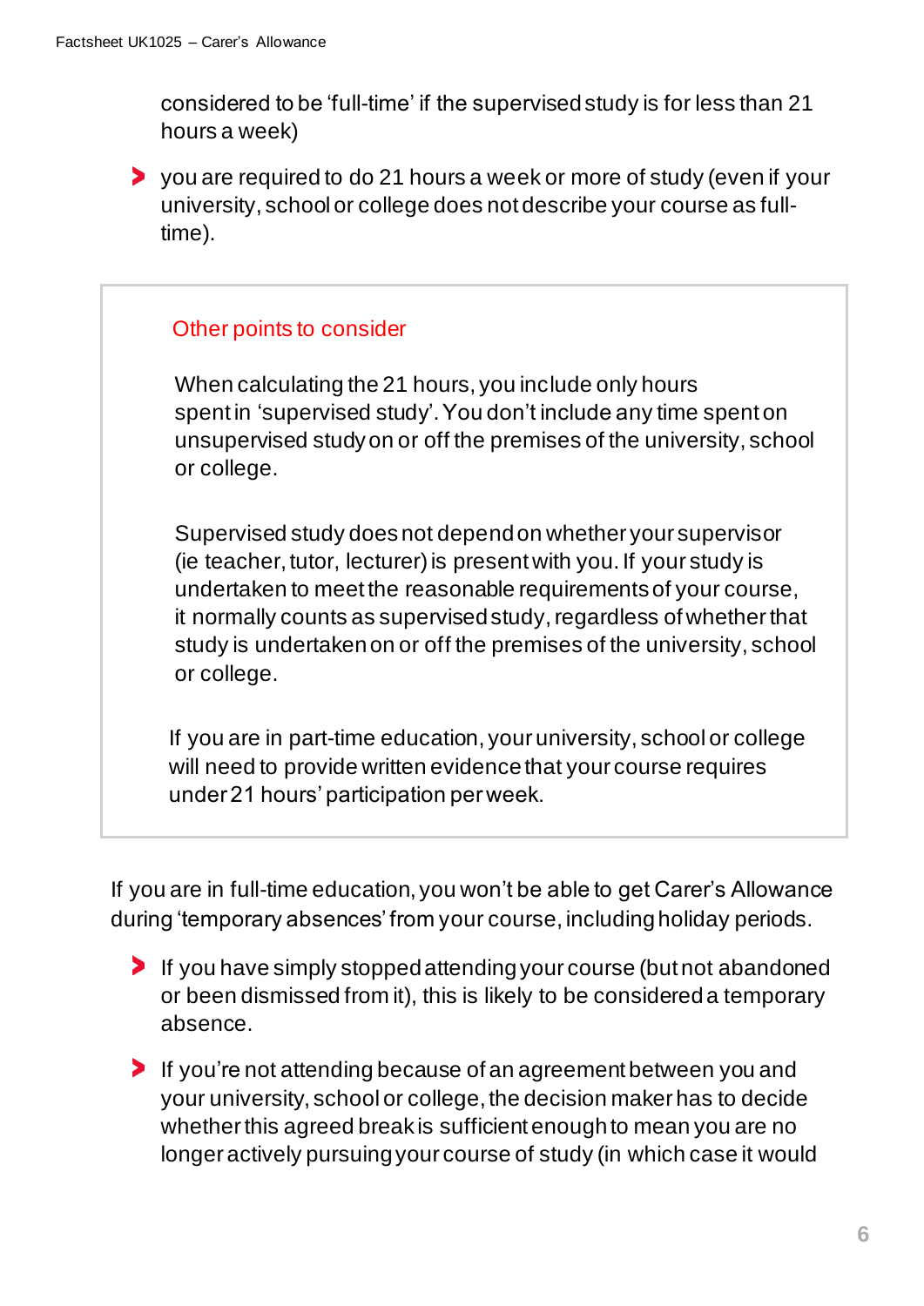considered to be 'full-time' if the supervised study is for less than 21 hours a week)

- you are required to do 21 hours a week or more of study (even if your university, school or college does not describe your course as full-time).

### Other points to consider

When calculating the 21 hours, you include only hours spent in 'supervised study'. You don't include any time spent on unsupervised study on or off the premises of the university, school or college.

Supervised study does not depend on whether your supervisor (ie teacher, tutor, lecturer) is present with you. If your study is undertaken to meet the reasonable requirements of your course, it normally counts as supervised study, regardless of whether that study is undertaken on or off the premises of the university, school or college.

If you are in part-time education, your university, school or college will need to provide written evidence that your course requires under 21 hours' participation per week.

If you are in full-time education, you won't be able to get Carer's Allowance during 'temporary absences' from your course, including holiday periods.

- If you have simply stopped attending your course (but not abandoned or been dismissed from it), this is likely to be considered a temporary absence.
- If you're not attending because of an agreement between you and your university, school or college, the decision maker has to decide whether this agreed break is sufficient enough to mean you are no longer actively pursuing your course of study (in which case it would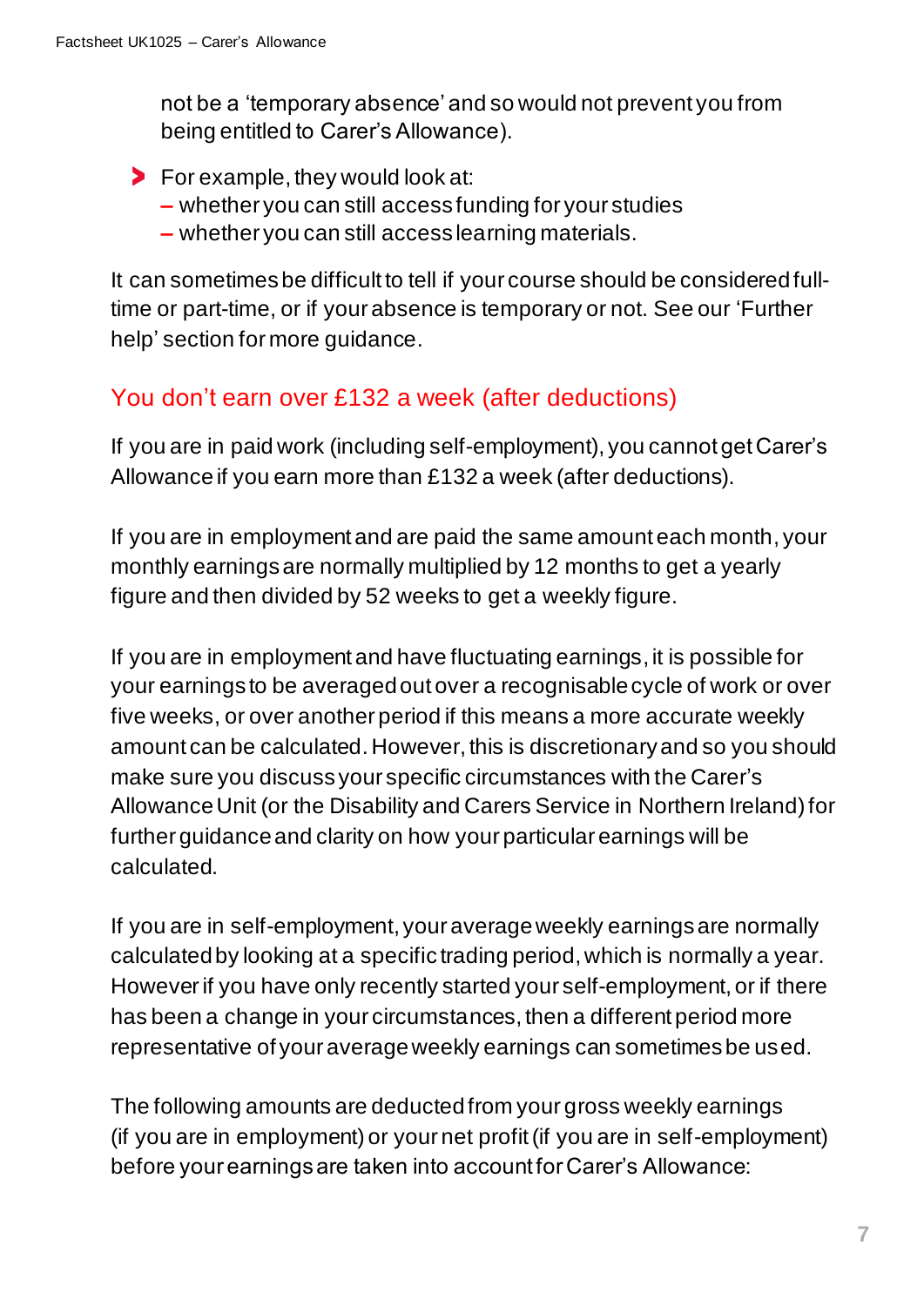not be a 'temporary absence' and so would not prevent you from being entitled to Carer's Allowance).

- For example, they would look at:
  - whether you can still access funding for your studies
  - whether you can still access learning materials.

It can sometimes be difficult to tell if your course should be considered full-time or part-time, or if your absence is temporary or not. See our 'Further help' section for more guidance.

## You don't earn over £132 a week (after deductions)

If you are in paid work (including self-employment), you cannot get Carer's Allowance if you earn more than £132 a week (after deductions).

If you are in employment and are paid the same amount each month, your monthly earnings are normally multiplied by 12 months to get a yearly figure and then divided by 52 weeks to get a weekly figure.

If you are in employment and have fluctuating earnings, it is possible for your earnings to be averaged out over a recognisable cycle of work or over five weeks, or over another period if this means a more accurate weekly amount can be calculated. However, this is discretionary and so you should make sure you discuss your specific circumstances with the Carer's Allowance Unit (or the Disability and Carers Service in Northern Ireland) for further guidance and clarity on how your particular earnings will be calculated.

If you are in self-employment, your average weekly earnings are normally calculated by looking at a specific trading period, which is normally a year. However if you have only recently started your self-employment, or if there has been a change in your circumstances, then a different period more representative of your average weekly earnings can sometimes be used.

The following amounts are deducted from your gross weekly earnings (if you are in employment) or your net profit (if you are in self-employment) before your earnings are taken into account for Carer's Allowance: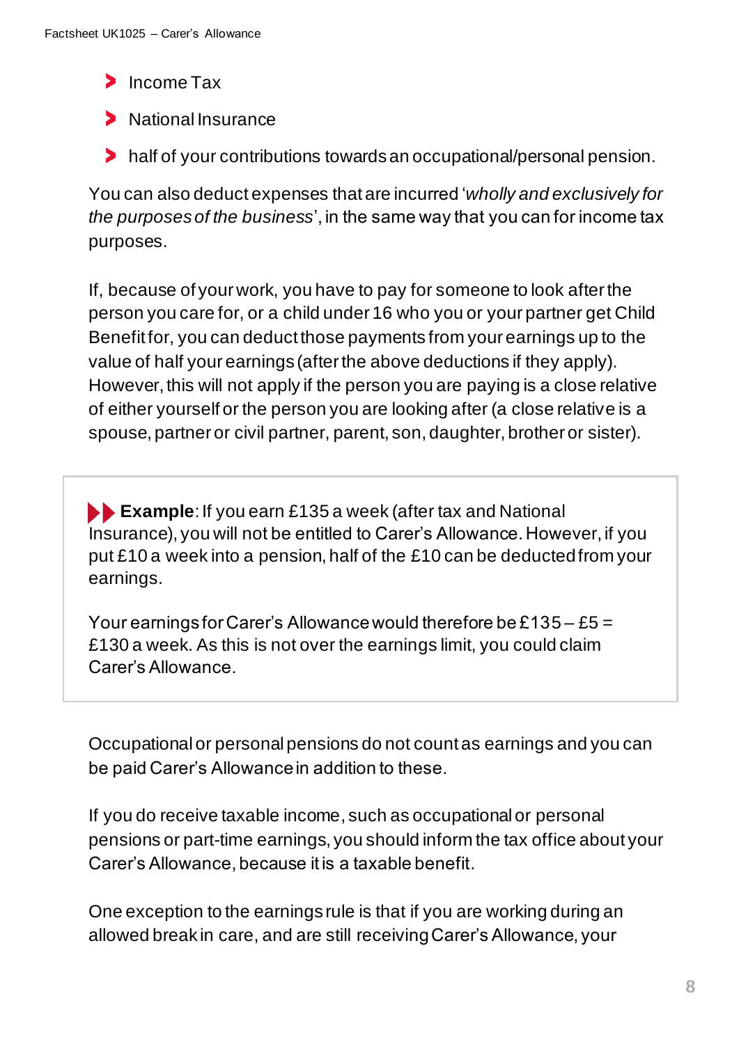- Income Tax
- National Insurance
- half of your contributions towards an occupational/personal pension.

You can also deduct expenses that are incurred '*wholly and exclusively for the purposes of the business*', in the same way that you can for income tax purposes.

If, because of your work, you have to pay for someone to look after the person you care for, or a child under 16 who you or your partner get Child Benefit for, you can deduct those payments from your earnings up to the value of half your earnings (after the above deductions if they apply). However, this will not apply if the person you are paying is a close relative of either yourself or the person you are looking after (a close relative is a spouse, partner or civil partner, parent, son, daughter, brother or sister).

> **Example**: If you earn £135 a week (after tax and National Insurance), you will not be entitled to Carer's Allowance. However, if you put £10 a week into a pension, half of the £10 can be deducted from your earnings.
>
> Your earnings for Carer's Allowance would therefore be £135 – £5 = £130 a week. As this is not over the earnings limit, you could claim Carer's Allowance.

Occupational or personal pensions do not count as earnings and you can be paid Carer's Allowance in addition to these.

If you do receive taxable income, such as occupational or personal pensions or part-time earnings, you should inform the tax office about your Carer's Allowance, because it is a taxable benefit.

One exception to the earnings rule is that if you are working during an allowed break in care, and are still receiving Carer's Allowance, your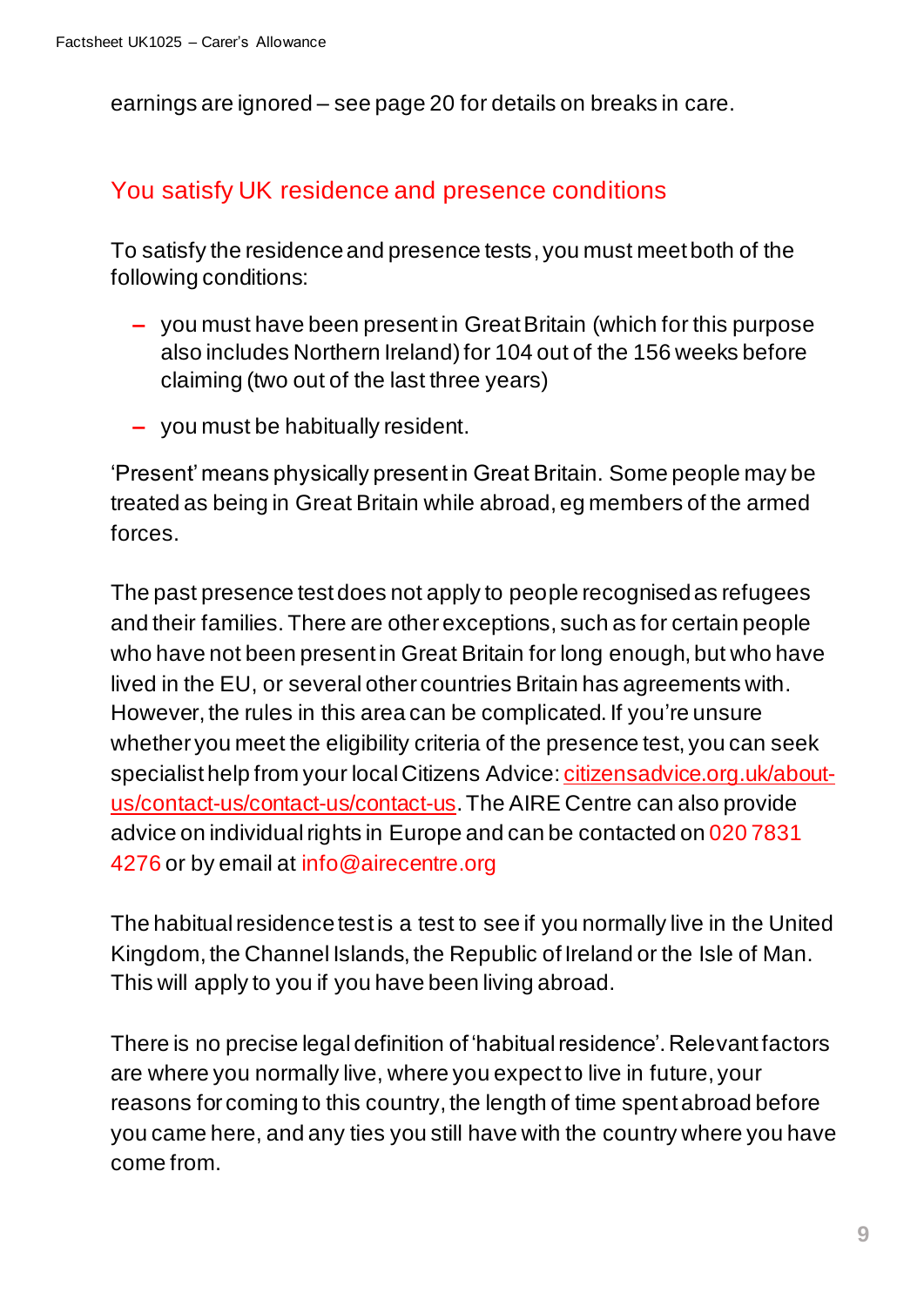earnings are ignored – see page 20 for details on breaks in care.

## You satisfy UK residence and presence conditions

To satisfy the residence and presence tests, you must meet both of the following conditions:

- you must have been present in Great Britain (which for this purpose also includes Northern Ireland) for 104 out of the 156 weeks before claiming (two out of the last three years)
- you must be habitually resident.

'Present' means physically present in Great Britain. Some people may be treated as being in Great Britain while abroad, eg members of the armed forces.

The past presence test does not apply to people recognised as refugees and their families. There are other exceptions, such as for certain people who have not been present in Great Britain for long enough, but who have lived in the EU, or several other countries Britain has agreements with. However, the rules in this area can be complicated. If you're unsure whether you meet the eligibility criteria of the presence test, you can seek specialist help from your local Citizens Advice: [citizensadvice.org.uk/about-us/contact-us/contact-us/contact-us](https://citizensadvice.org.uk/about-us/contact-us/contact-us/contact-us). The AIRE Centre can also provide advice on individual rights in Europe and can be contacted on 020 7831 4276 or by email at info@airecentre.org

The habitual residence test is a test to see if you normally live in the United Kingdom, the Channel Islands, the Republic of Ireland or the Isle of Man. This will apply to you if you have been living abroad.

There is no precise legal definition of 'habitual residence'. Relevant factors are where you normally live, where you expect to live in future, your reasons for coming to this country, the length of time spent abroad before you came here, and any ties you still have with the country where you have come from.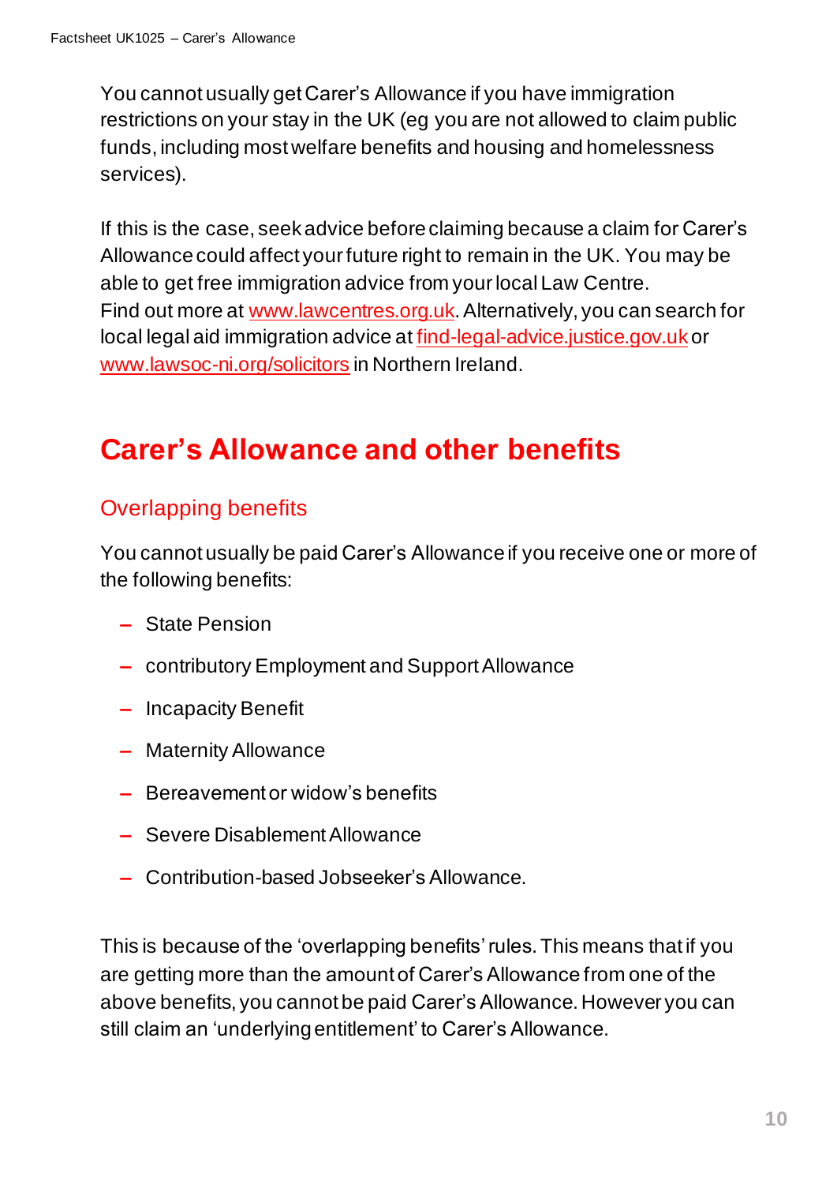You cannot usually get Carer's Allowance if you have immigration restrictions on your stay in the UK (eg you are not allowed to claim public funds, including most welfare benefits and housing and homelessness services).

If this is the case, seek advice before claiming because a claim for Carer's Allowance could affect your future right to remain in the UK. You may be able to get free immigration advice from your local Law Centre. Find out more at www.lawcentres.org.uk. Alternatively, you can search for local legal aid immigration advice at find-legal-advice.justice.gov.uk or www.lawsoc-ni.org/solicitors in Northern Ireland.

## Carer's Allowance and other benefits

### Overlapping benefits

You cannot usually be paid Carer's Allowance if you receive one or more of the following benefits:

- State Pension
- contributory Employment and Support Allowance
- Incapacity Benefit
- Maternity Allowance
- Bereavement or widow's benefits
- Severe Disablement Allowance
- Contribution-based Jobseeker's Allowance.

This is because of the 'overlapping benefits' rules. This means that if you are getting more than the amount of Carer's Allowance from one of the above benefits, you cannot be paid Carer's Allowance. However you can still claim an 'underlying entitlement' to Carer's Allowance.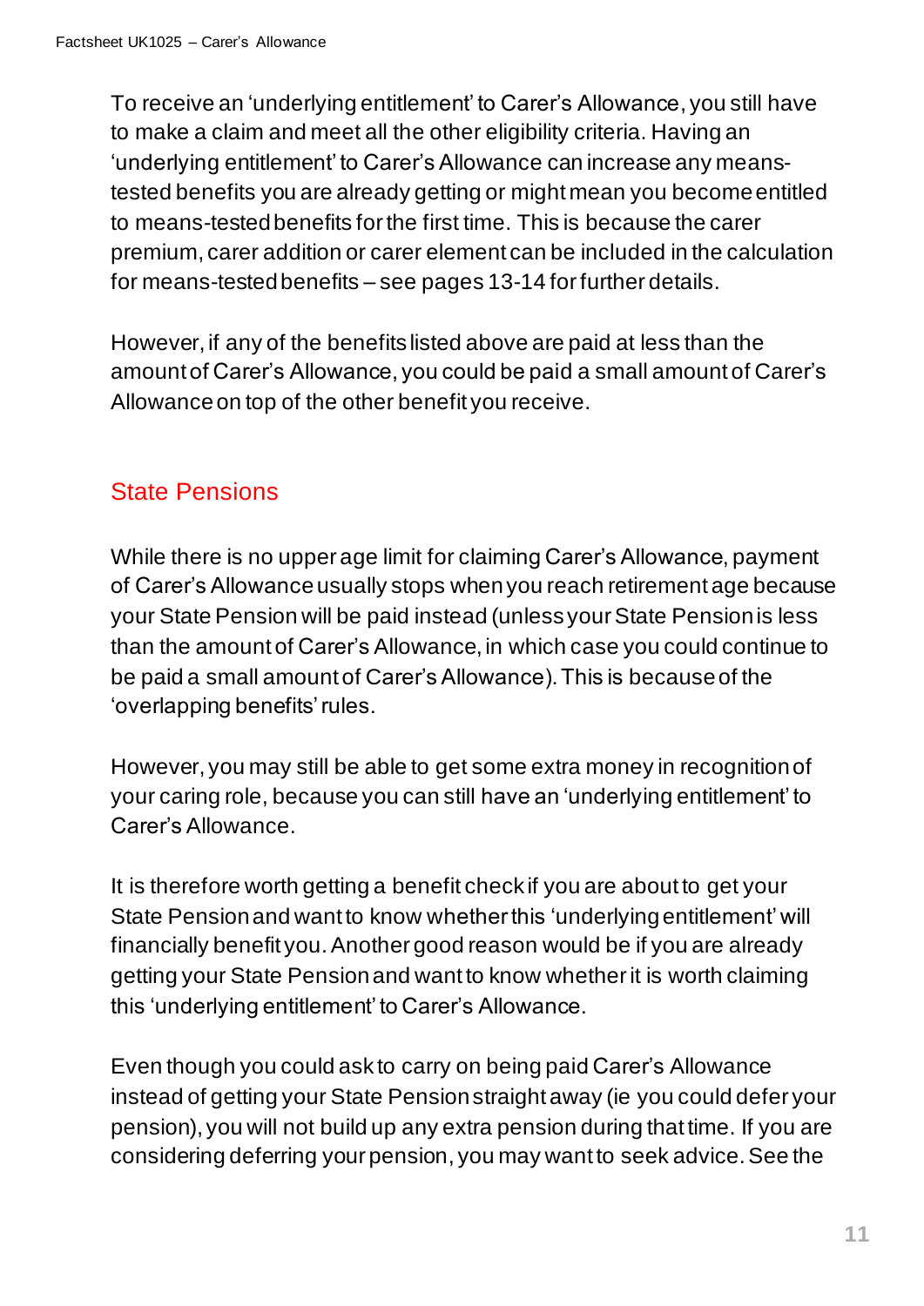To receive an 'underlying entitlement' to Carer's Allowance, you still have to make a claim and meet all the other eligibility criteria. Having an 'underlying entitlement' to Carer's Allowance can increase any means-tested benefits you are already getting or might mean you become entitled to means-tested benefits for the first time. This is because the carer premium, carer addition or carer element can be included in the calculation for means-tested benefits – see pages 13-14 for further details.

However, if any of the benefits listed above are paid at less than the amount of Carer's Allowance, you could be paid a small amount of Carer's Allowance on top of the other benefit you receive.

## State Pensions

While there is no upper age limit for claiming Carer's Allowance, payment of Carer's Allowance usually stops when you reach retirement age because your State Pension will be paid instead (unless your State Pension is less than the amount of Carer's Allowance, in which case you could continue to be paid a small amount of Carer's Allowance). This is because of the 'overlapping benefits' rules.

However, you may still be able to get some extra money in recognition of your caring role, because you can still have an 'underlying entitlement' to Carer's Allowance.

It is therefore worth getting a benefit check if you are about to get your State Pension and want to know whether this 'underlying entitlement' will financially benefit you. Another good reason would be if you are already getting your State Pension and want to know whether it is worth claiming this 'underlying entitlement' to Carer's Allowance.

Even though you could ask to carry on being paid Carer's Allowance instead of getting your State Pension straight away (ie you could defer your pension), you will not build up any extra pension during that time. If you are considering deferring your pension, you may want to seek advice. See the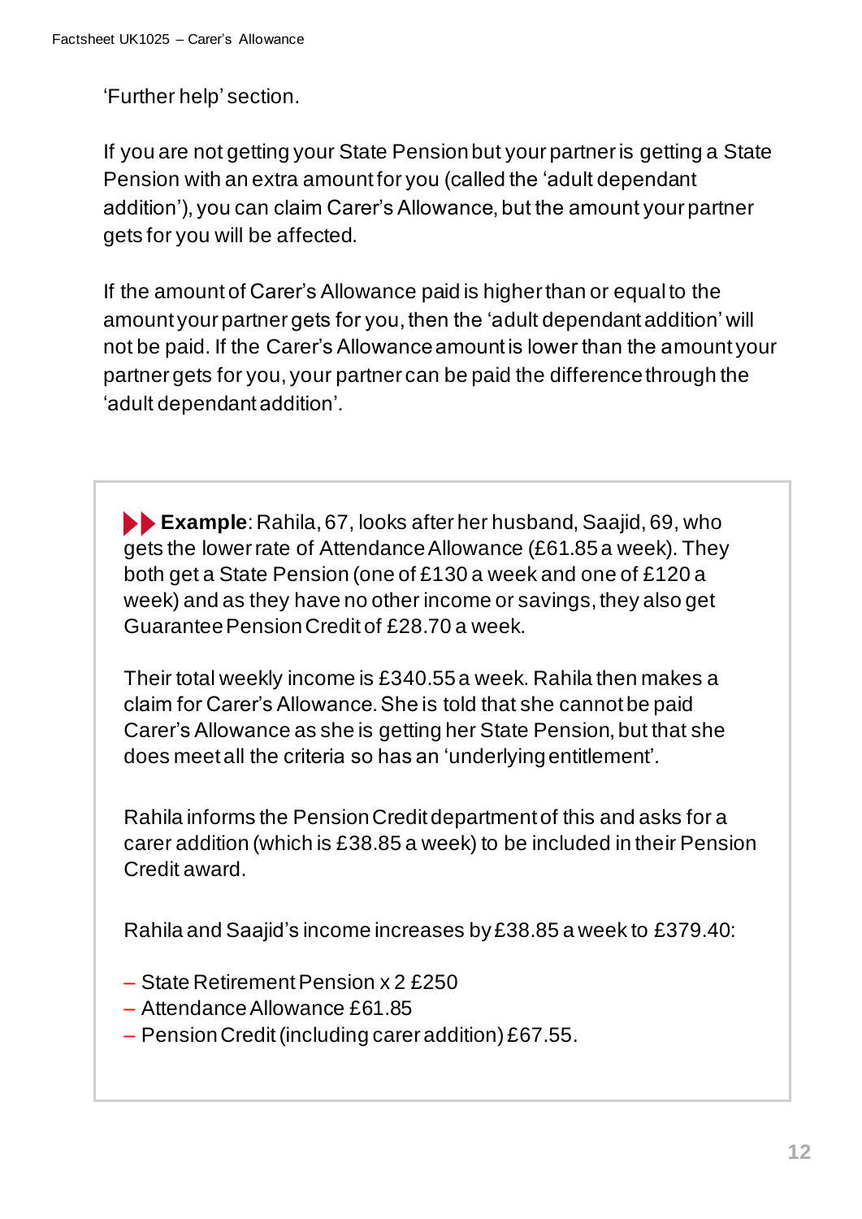'Further help' section.

If you are not getting your State Pension but your partner is getting a State Pension with an extra amount for you (called the 'adult dependant addition'), you can claim Carer's Allowance, but the amount your partner gets for you will be affected.

If the amount of Carer's Allowance paid is higher than or equal to the amount your partner gets for you, then the 'adult dependant addition' will not be paid. If the Carer's Allowance amount is lower than the amount your partner gets for you, your partner can be paid the difference through the 'adult dependant addition'.

> **Example**: Rahila, 67, looks after her husband, Saajid, 69, who gets the lower rate of Attendance Allowance (£61.85 a week). They both get a State Pension (one of £130 a week and one of £120 a week) and as they have no other income or savings, they also get Guarantee Pension Credit of £28.70 a week.
>
> Their total weekly income is £340.55 a week. Rahila then makes a claim for Carer's Allowance. She is told that she cannot be paid Carer's Allowance as she is getting her State Pension, but that she does meet all the criteria so has an 'underlying entitlement'.
>
> Rahila informs the Pension Credit department of this and asks for a carer addition (which is £38.85 a week) to be included in their Pension Credit award.
>
> Rahila and Saajid's income increases by £38.85 a week to £379.40:
>
> - State Retirement Pension x 2 £250
> - Attendance Allowance £61.85
> - Pension Credit (including carer addition) £67.55.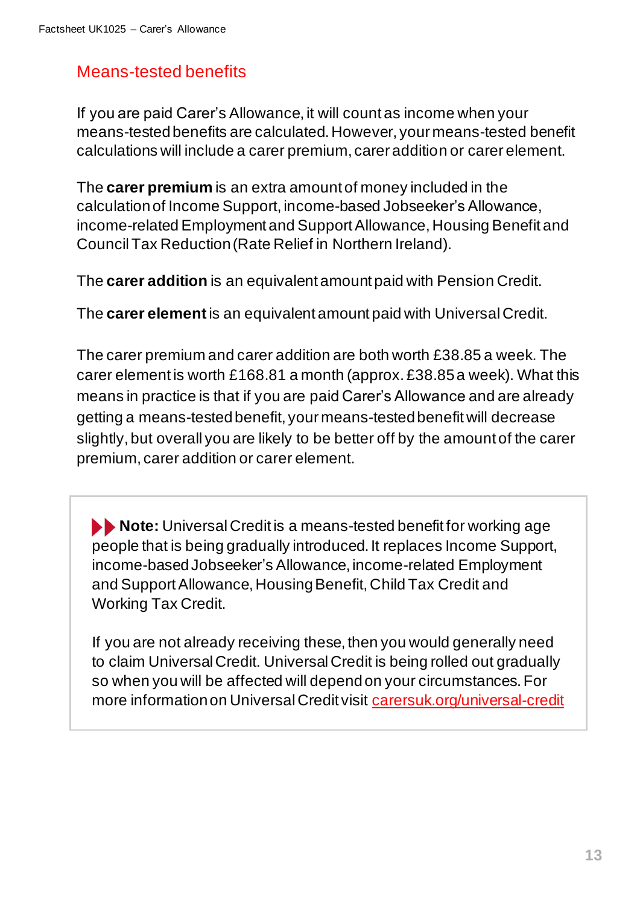## Means-tested benefits

If you are paid Carer's Allowance, it will count as income when your means-tested benefits are calculated. However, your means-tested benefit calculations will include a carer premium, carer addition or carer element.

The **carer premium** is an extra amount of money included in the calculation of Income Support, income-based Jobseeker's Allowance, income-related Employment and Support Allowance, Housing Benefit and Council Tax Reduction (Rate Relief in Northern Ireland).

The **carer addition** is an equivalent amount paid with Pension Credit.

The **carer element** is an equivalent amount paid with Universal Credit.

The carer premium and carer addition are both worth £38.85 a week. The carer element is worth £168.81 a month (approx. £38.85 a week). What this means in practice is that if you are paid Carer's Allowance and are already getting a means-tested benefit, your means-tested benefit will decrease slightly, but overall you are likely to be better off by the amount of the carer premium, carer addition or carer element.

> **Note:** Universal Credit is a means-tested benefit for working age people that is being gradually introduced. It replaces Income Support, income-based Jobseeker's Allowance, income-related Employment and Support Allowance, Housing Benefit, Child Tax Credit and Working Tax Credit.
>
> If you are not already receiving these, then you would generally need to claim Universal Credit. Universal Credit is being rolled out gradually so when you will be affected will depend on your circumstances. For more information on Universal Credit visit carersuk.org/universal-credit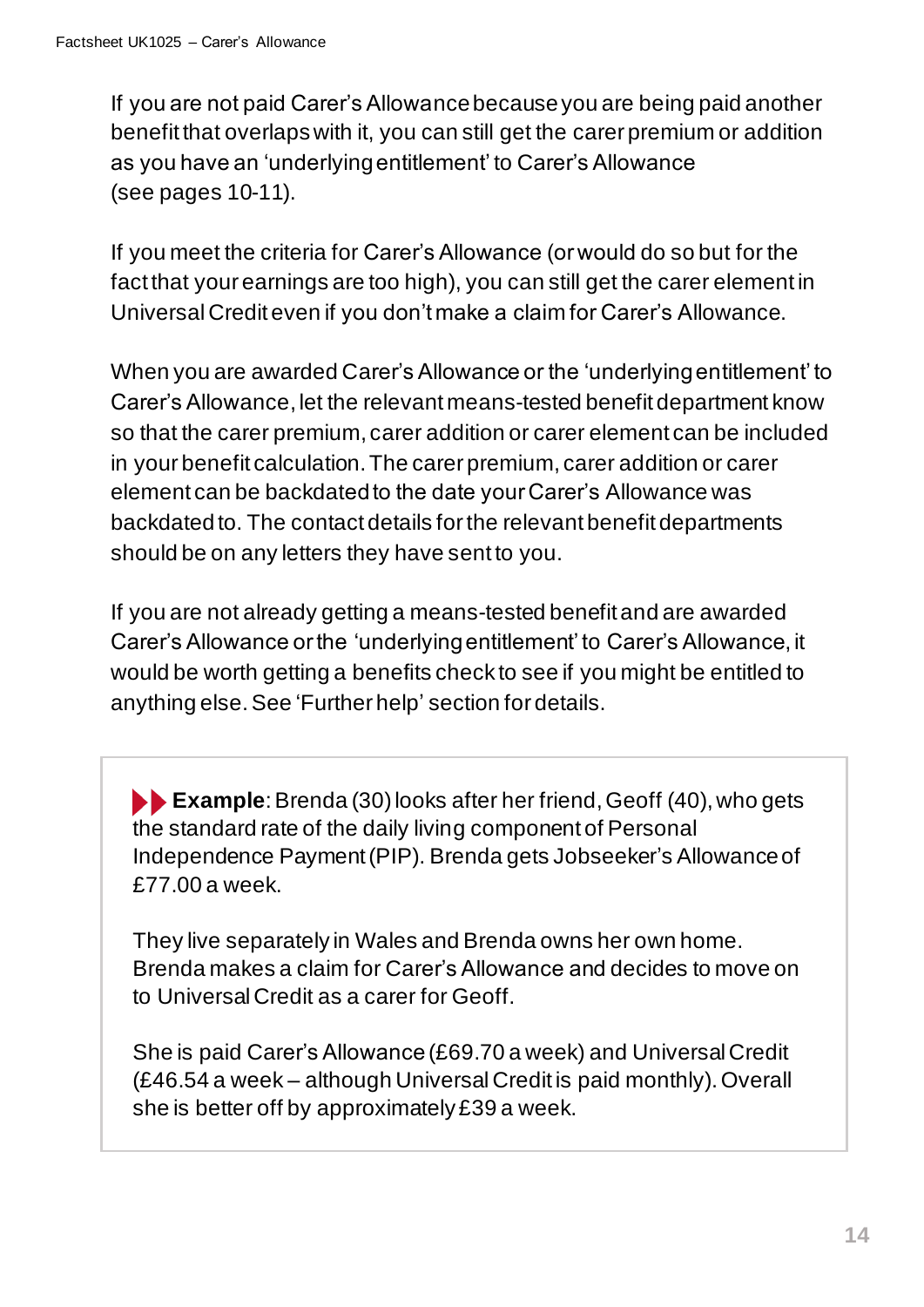If you are not paid Carer's Allowance because you are being paid another benefit that overlaps with it, you can still get the carer premium or addition as you have an 'underlying entitlement' to Carer's Allowance (see pages 10-11).

If you meet the criteria for Carer's Allowance (or would do so but for the fact that your earnings are too high), you can still get the carer element in Universal Credit even if you don't make a claim for Carer's Allowance.

When you are awarded Carer's Allowance or the 'underlying entitlement' to Carer's Allowance, let the relevant means-tested benefit department know so that the carer premium, carer addition or carer element can be included in your benefit calculation. The carer premium, carer addition or carer element can be backdated to the date your Carer's Allowance was backdated to. The contact details for the relevant benefit departments should be on any letters they have sent to you.

If you are not already getting a means-tested benefit and are awarded Carer's Allowance or the 'underlying entitlement' to Carer's Allowance, it would be worth getting a benefits check to see if you might be entitled to anything else. See 'Further help' section for details.

> **Example**: Brenda (30) looks after her friend, Geoff (40), who gets the standard rate of the daily living component of Personal Independence Payment (PIP). Brenda gets Jobseeker's Allowance of £77.00 a week.
>
> They live separately in Wales and Brenda owns her own home. Brenda makes a claim for Carer's Allowance and decides to move on to Universal Credit as a carer for Geoff.
>
> She is paid Carer's Allowance (£69.70 a week) and Universal Credit (£46.54 a week – although Universal Credit is paid monthly). Overall she is better off by approximately £39 a week.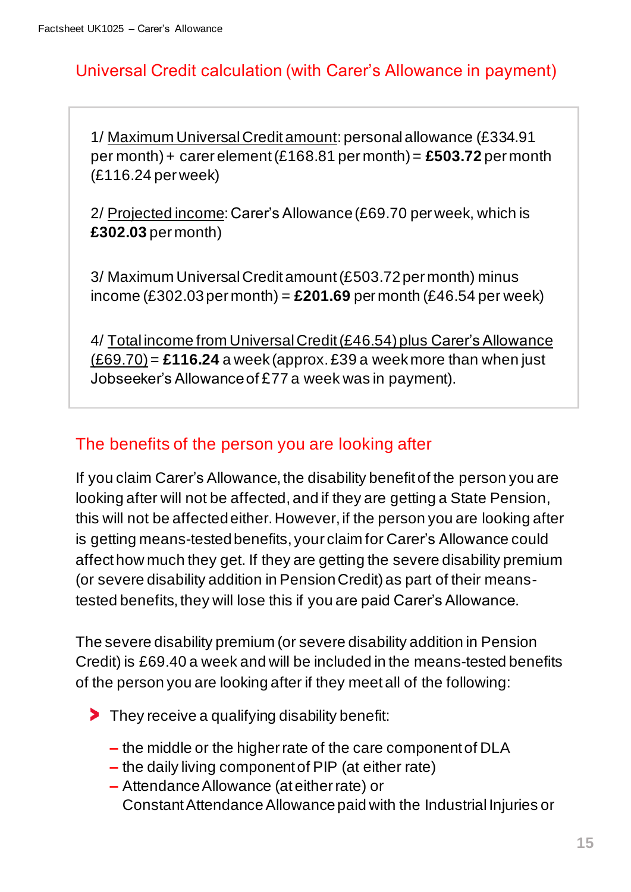## Universal Credit calculation (with Carer's Allowance in payment)

1/ Maximum Universal Credit amount: personal allowance (£334.91 per month) + carer element (£168.81 per month) = **£503.72** per month (£116.24 per week)

2/ Projected income: Carer's Allowance (£69.70 per week, which is **£302.03** per month)

3/ Maximum Universal Credit amount (£503.72 per month) minus income (£302.03 per month) = **£201.69** per month (£46.54 per week)

4/ Total income from Universal Credit (£46.54) plus Carer's Allowance (£69.70) = **£116.24** a week (approx. £39 a week more than when just Jobseeker's Allowance of £77 a week was in payment).

## The benefits of the person you are looking after

If you claim Carer's Allowance, the disability benefit of the person you are looking after will not be affected, and if they are getting a State Pension, this will not be affected either. However, if the person you are looking after is getting means-tested benefits, your claim for Carer's Allowance could affect how much they get. If they are getting the severe disability premium (or severe disability addition in Pension Credit) as part of their means-tested benefits, they will lose this if you are paid Carer's Allowance.

The severe disability premium (or severe disability addition in Pension Credit) is £69.40 a week and will be included in the means-tested benefits of the person you are looking after if they meet all of the following:

- They receive a qualifying disability benefit:
  - the middle or the higher rate of the care component of DLA
  - the daily living component of PIP (at either rate)
  - Attendance Allowance (at either rate) or Constant Attendance Allowance paid with the Industrial Injuries or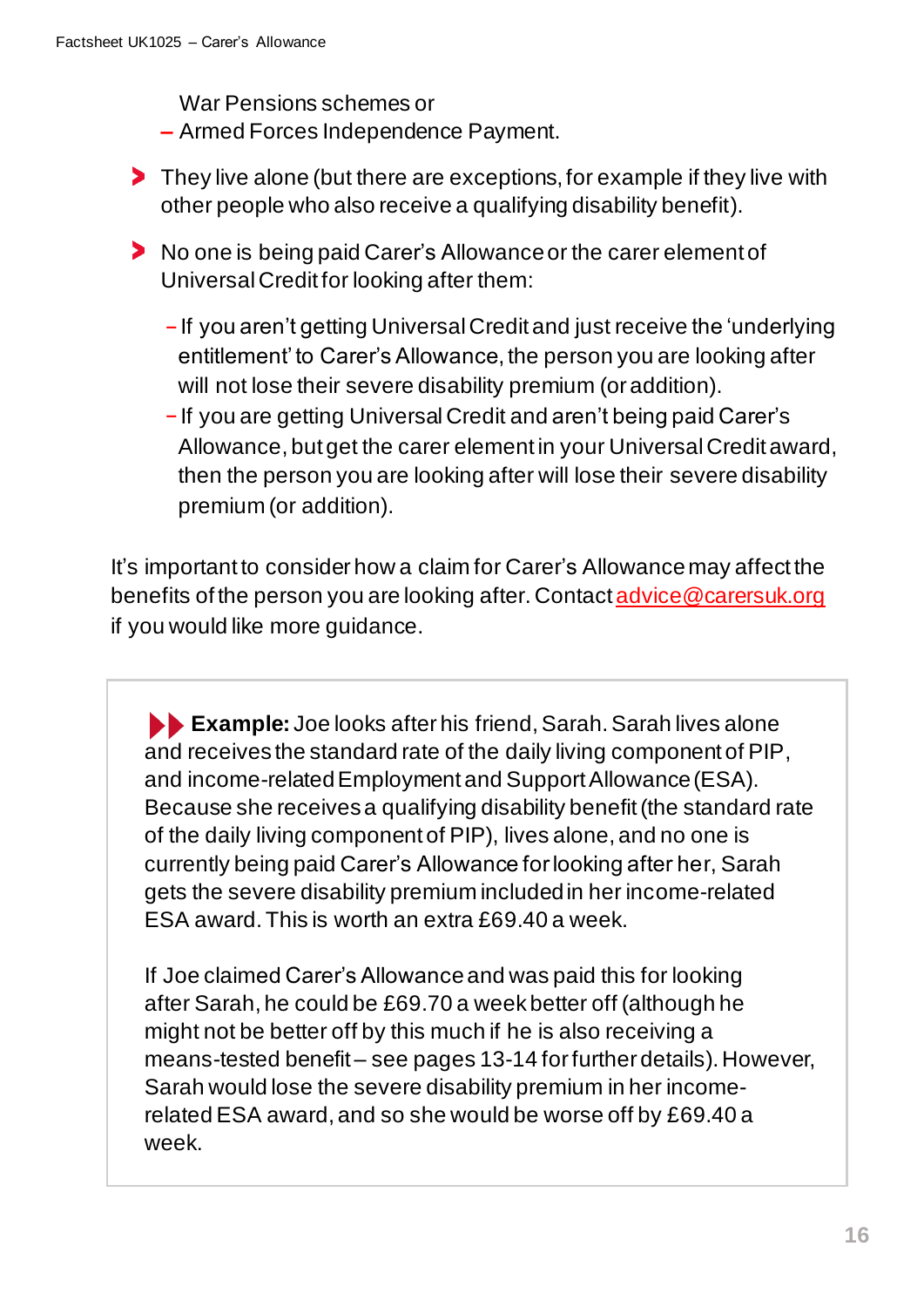War Pensions schemes or
  - Armed Forces Independence Payment.

- They live alone (but there are exceptions, for example if they live with other people who also receive a qualifying disability benefit).
- No one is being paid Carer's Allowance or the carer element of Universal Credit for looking after them:
  - If you aren't getting Universal Credit and just receive the 'underlying entitlement' to Carer's Allowance, the person you are looking after will not lose their severe disability premium (or addition).
  - If you are getting Universal Credit and aren't being paid Carer's Allowance, but get the carer element in your Universal Credit award, then the person you are looking after will lose their severe disability premium (or addition).

It's important to consider how a claim for Carer's Allowance may affect the benefits of the person you are looking after. Contact advice@carersuk.org if you would like more guidance.

> **Example:** Joe looks after his friend, Sarah. Sarah lives alone and receives the standard rate of the daily living component of PIP, and income-related Employment and Support Allowance (ESA). Because she receives a qualifying disability benefit (the standard rate of the daily living component of PIP), lives alone, and no one is currently being paid Carer's Allowance for looking after her, Sarah gets the severe disability premium included in her income-related ESA award. This is worth an extra £69.40 a week.
>
> If Joe claimed Carer's Allowance and was paid this for looking after Sarah, he could be £69.70 a week better off (although he might not be better off by this much if he is also receiving a means-tested benefit – see pages 13-14 for further details). However, Sarah would lose the severe disability premium in her income-related ESA award, and so she would be worse off by £69.40 a week.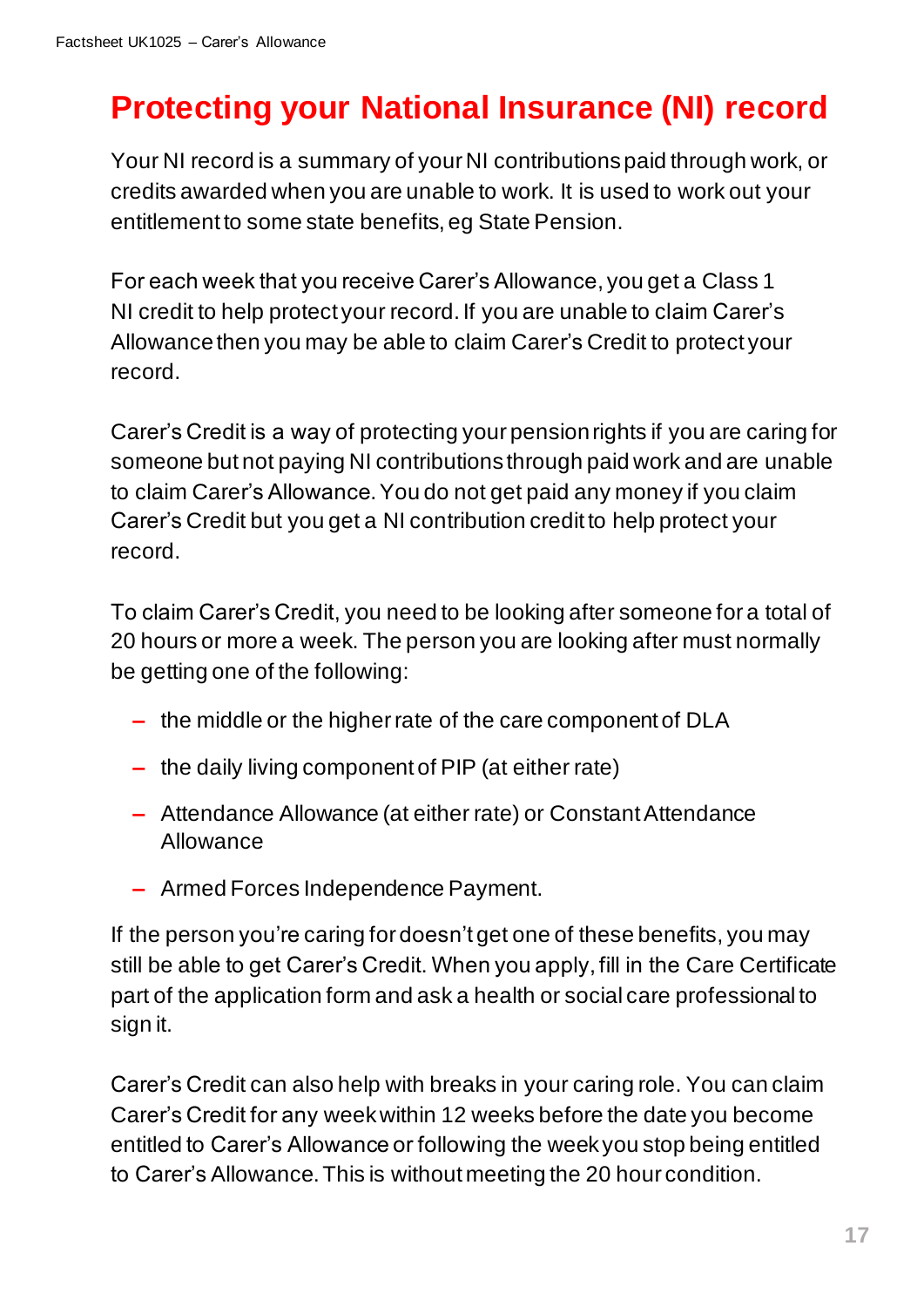# Protecting your National Insurance (NI) record

Your NI record is a summary of your NI contributions paid through work, or credits awarded when you are unable to work. It is used to work out your entitlement to some state benefits, eg State Pension.

For each week that you receive Carer's Allowance, you get a Class 1 NI credit to help protect your record. If you are unable to claim Carer's Allowance then you may be able to claim Carer's Credit to protect your record.

Carer's Credit is a way of protecting your pension rights if you are caring for someone but not paying NI contributions through paid work and are unable to claim Carer's Allowance. You do not get paid any money if you claim Carer's Credit but you get a NI contribution credit to help protect your record.

To claim Carer's Credit, you need to be looking after someone for a total of 20 hours or more a week. The person you are looking after must normally be getting one of the following:

- the middle or the higher rate of the care component of DLA
- the daily living component of PIP (at either rate)
- Attendance Allowance (at either rate) or Constant Attendance Allowance
- Armed Forces Independence Payment.

If the person you're caring for doesn't get one of these benefits, you may still be able to get Carer's Credit. When you apply, fill in the Care Certificate part of the application form and ask a health or social care professional to sign it.

Carer's Credit can also help with breaks in your caring role. You can claim Carer's Credit for any week within 12 weeks before the date you become entitled to Carer's Allowance or following the week you stop being entitled to Carer's Allowance. This is without meeting the 20 hour condition.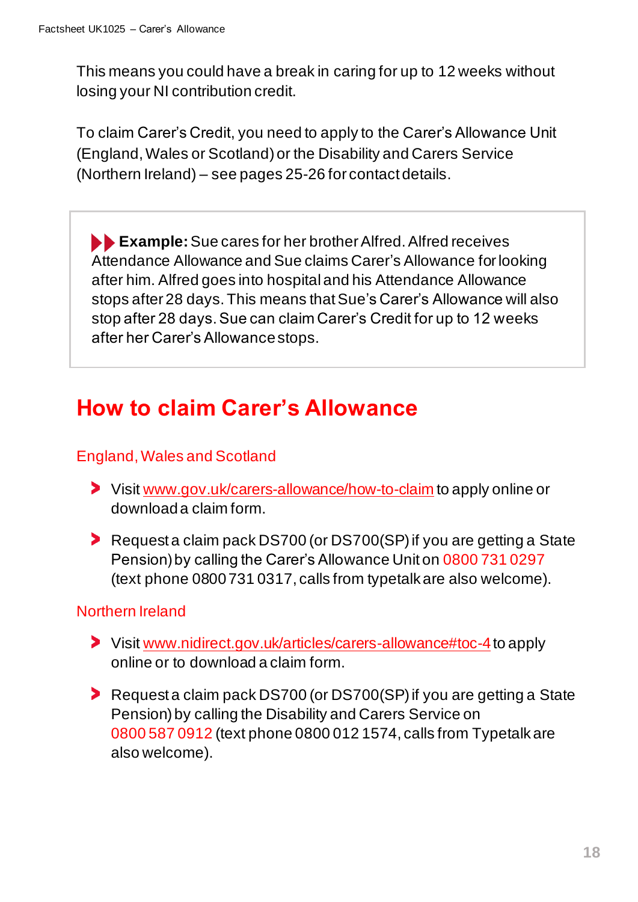This means you could have a break in caring for up to 12 weeks without losing your NI contribution credit.

To claim Carer's Credit, you need to apply to the Carer's Allowance Unit (England, Wales or Scotland) or the Disability and Carers Service (Northern Ireland) – see pages 25-26 for contact details.

> **Example:** Sue cares for her brother Alfred. Alfred receives Attendance Allowance and Sue claims Carer's Allowance for looking after him. Alfred goes into hospital and his Attendance Allowance stops after 28 days. This means that Sue's Carer's Allowance will also stop after 28 days. Sue can claim Carer's Credit for up to 12 weeks after her Carer's Allowance stops.

## How to claim Carer's Allowance

### England, Wales and Scotland

- Visit www.gov.uk/carers-allowance/how-to-claim to apply online or download a claim form.
- Request a claim pack DS700 (or DS700(SP) if you are getting a State Pension) by calling the Carer's Allowance Unit on 0800 731 0297 (text phone 0800 731 0317, calls from typetalk are also welcome).

### Northern Ireland

- Visit www.nidirect.gov.uk/articles/carers-allowance#toc-4 to apply online or to download a claim form.
- Request a claim pack DS700 (or DS700(SP) if you are getting a State Pension) by calling the Disability and Carers Service on 0800 587 0912 (text phone 0800 012 1574, calls from Typetalk are also welcome).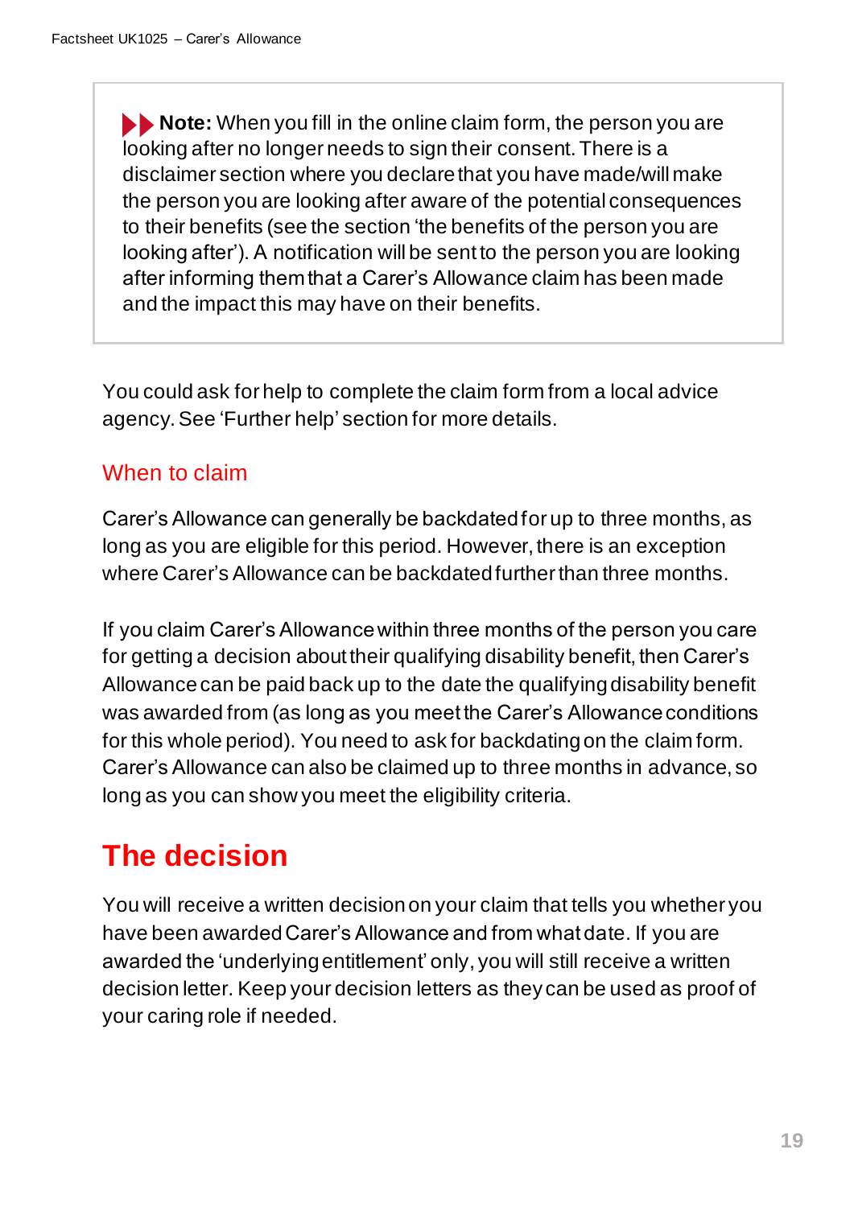> **Note:** When you fill in the online claim form, the person you are looking after no longer needs to sign their consent. There is a disclaimer section where you declare that you have made/will make the person you are looking after aware of the potential consequences to their benefits (see the section 'the benefits of the person you are looking after'). A notification will be sent to the person you are looking after informing them that a Carer's Allowance claim has been made and the impact this may have on their benefits.

You could ask for help to complete the claim form from a local advice agency. See 'Further help' section for more details.

### When to claim

Carer's Allowance can generally be backdated for up to three months, as long as you are eligible for this period. However, there is an exception where Carer's Allowance can be backdated further than three months.

If you claim Carer's Allowance within three months of the person you care for getting a decision about their qualifying disability benefit, then Carer's Allowance can be paid back up to the date the qualifying disability benefit was awarded from (as long as you meet the Carer's Allowance conditions for this whole period). You need to ask for backdating on the claim form. Carer's Allowance can also be claimed up to three months in advance, so long as you can show you meet the eligibility criteria.

## The decision

You will receive a written decision on your claim that tells you whether you have been awarded Carer's Allowance and from what date. If you are awarded the 'underlying entitlement' only, you will still receive a written decision letter. Keep your decision letters as they can be used as proof of your caring role if needed.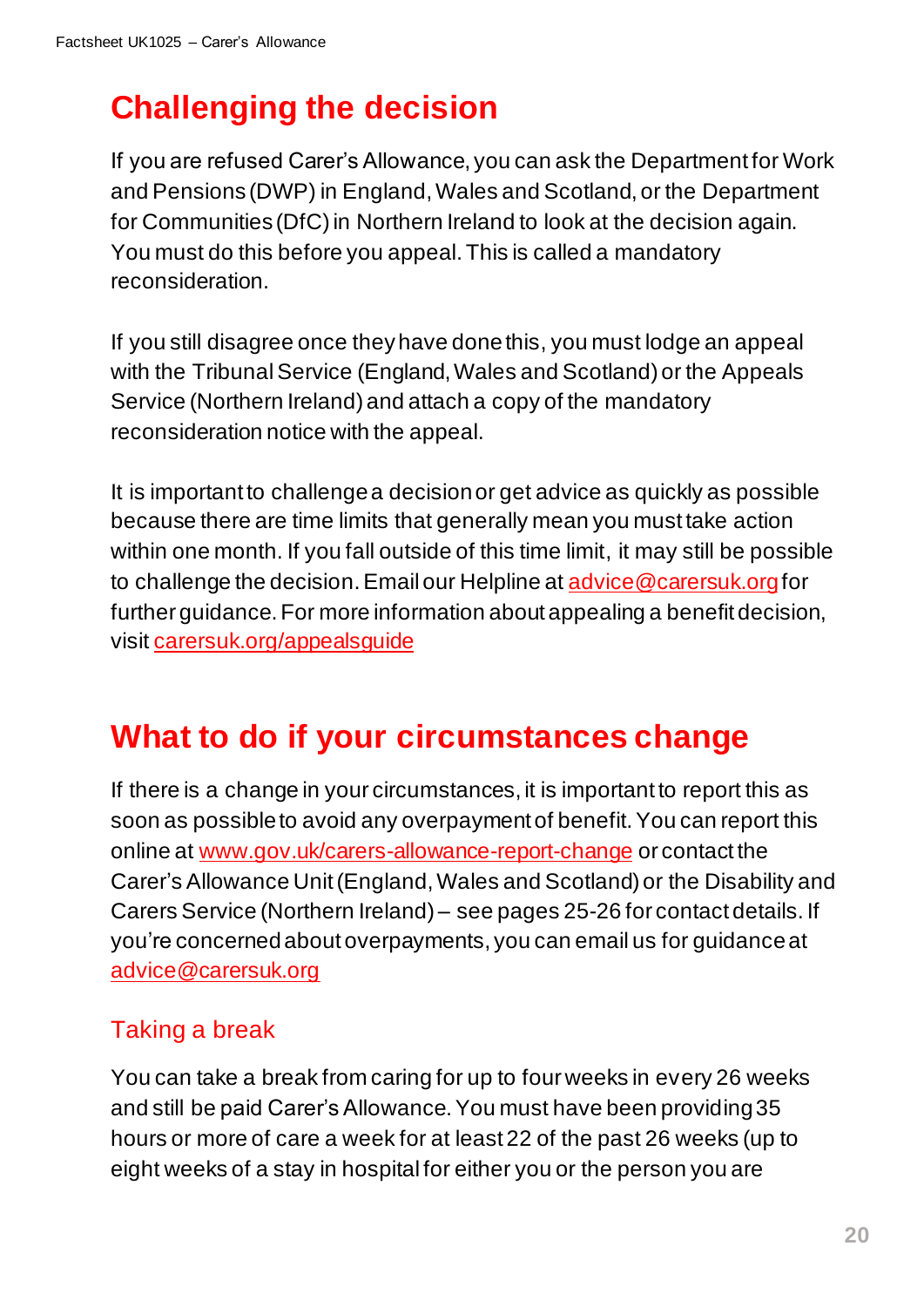## Challenging the decision

If you are refused Carer's Allowance, you can ask the Department for Work and Pensions (DWP) in England, Wales and Scotland, or the Department for Communities (DfC) in Northern Ireland to look at the decision again. You must do this before you appeal. This is called a mandatory reconsideration.

If you still disagree once they have done this, you must lodge an appeal with the Tribunal Service (England, Wales and Scotland) or the Appeals Service (Northern Ireland) and attach a copy of the mandatory reconsideration notice with the appeal.

It is important to challenge a decision or get advice as quickly as possible because there are time limits that generally mean you must take action within one month. If you fall outside of this time limit, it may still be possible to challenge the decision. Email our Helpline at [advice@carersuk.org](mailto:advice@carersuk.org) for further guidance. For more information about appealing a benefit decision, visit [carersuk.org/appealsguide](carersuk.org/appealsguide)

## What to do if your circumstances change

If there is a change in your circumstances, it is important to report this as soon as possible to avoid any overpayment of benefit. You can report this online at [www.gov.uk/carers-allowance-report-change](www.gov.uk/carers-allowance-report-change) or contact the Carer's Allowance Unit (England, Wales and Scotland) or the Disability and Carers Service (Northern Ireland) – see pages 25-26 for contact details. If you're concerned about overpayments, you can email us for guidance at [advice@carersuk.org](mailto:advice@carersuk.org)

### Taking a break

You can take a break from caring for up to four weeks in every 26 weeks and still be paid Carer's Allowance. You must have been providing 35 hours or more of care a week for at least 22 of the past 26 weeks (up to eight weeks of a stay in hospital for either you or the person you are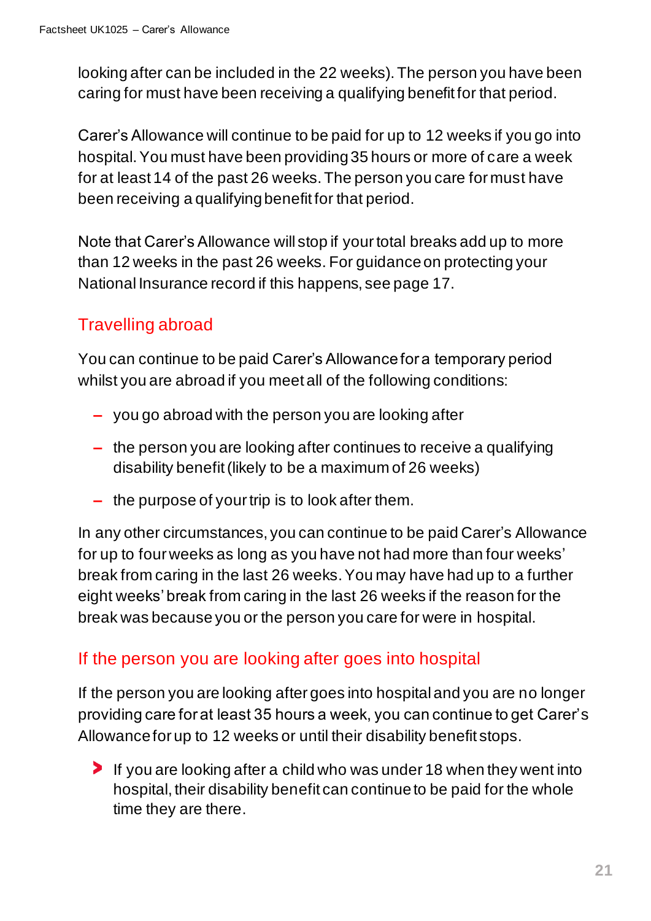looking after can be included in the 22 weeks). The person you have been caring for must have been receiving a qualifying benefit for that period.

Carer's Allowance will continue to be paid for up to 12 weeks if you go into hospital. You must have been providing 35 hours or more of care a week for at least 14 of the past 26 weeks. The person you care for must have been receiving a qualifying benefit for that period.

Note that Carer's Allowance will stop if your total breaks add up to more than 12 weeks in the past 26 weeks. For guidance on protecting your National Insurance record if this happens, see page 17.

## Travelling abroad

You can continue to be paid Carer's Allowance for a temporary period whilst you are abroad if you meet all of the following conditions:

- you go abroad with the person you are looking after
- the person you are looking after continues to receive a qualifying disability benefit (likely to be a maximum of 26 weeks)
- the purpose of your trip is to look after them.

In any other circumstances, you can continue to be paid Carer's Allowance for up to four weeks as long as you have not had more than four weeks' break from caring in the last 26 weeks. You may have had up to a further eight weeks' break from caring in the last 26 weeks if the reason for the break was because you or the person you care for were in hospital.

## If the person you are looking after goes into hospital

If the person you are looking after goes into hospital and you are no longer providing care for at least 35 hours a week, you can continue to get Carer's Allowance for up to 12 weeks or until their disability benefit stops.

> If you are looking after a child who was under 18 when they went into hospital, their disability benefit can continue to be paid for the whole time they are there.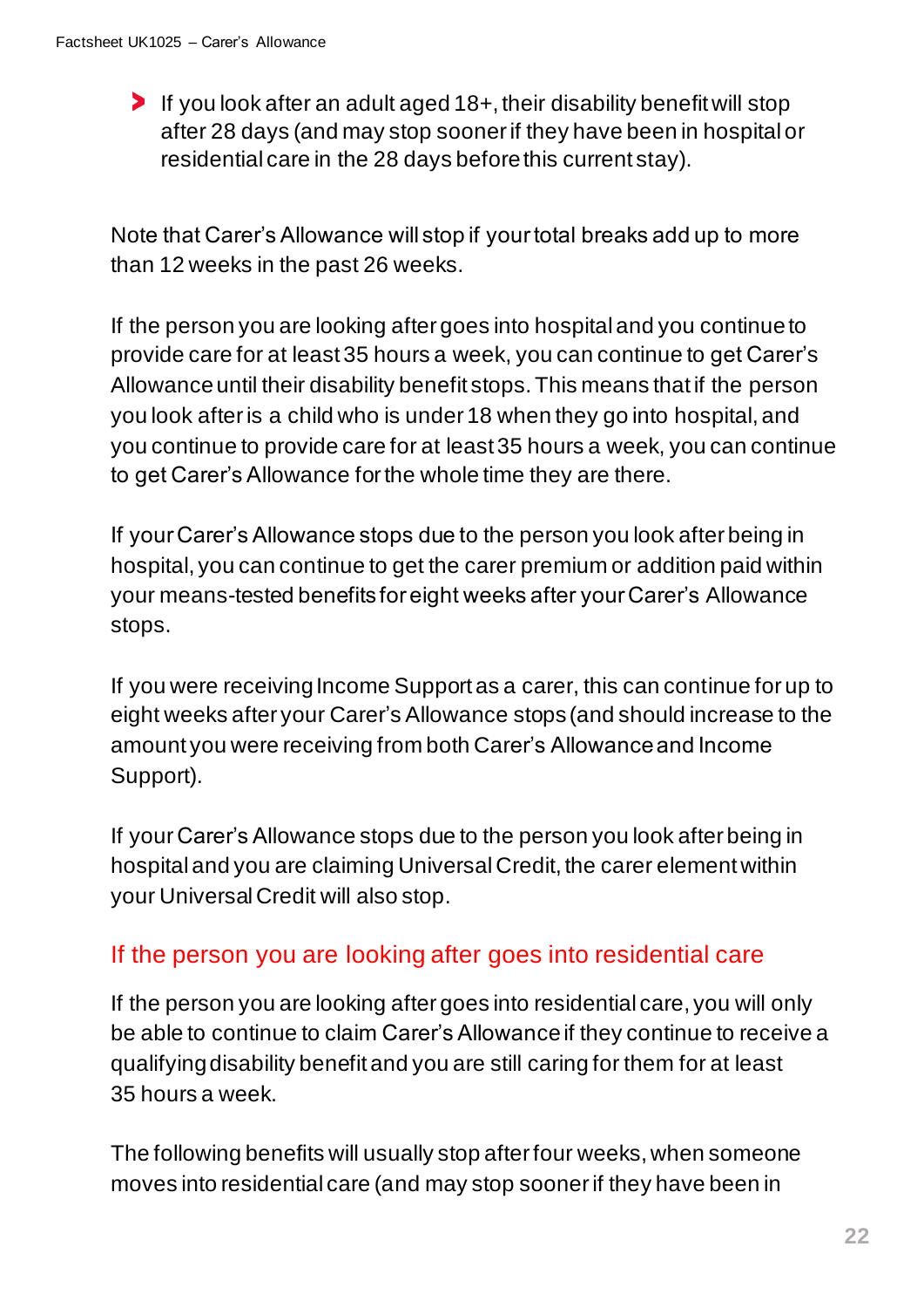- If you look after an adult aged 18+, their disability benefit will stop after 28 days (and may stop sooner if they have been in hospital or residential care in the 28 days before this current stay).

Note that Carer's Allowance will stop if your total breaks add up to more than 12 weeks in the past 26 weeks.

If the person you are looking after goes into hospital and you continue to provide care for at least 35 hours a week, you can continue to get Carer's Allowance until their disability benefit stops. This means that if the person you look after is a child who is under 18 when they go into hospital, and you continue to provide care for at least 35 hours a week, you can continue to get Carer's Allowance for the whole time they are there.

If your Carer's Allowance stops due to the person you look after being in hospital, you can continue to get the carer premium or addition paid within your means-tested benefits for eight weeks after your Carer's Allowance stops.

If you were receiving Income Support as a carer, this can continue for up to eight weeks after your Carer's Allowance stops (and should increase to the amount you were receiving from both Carer's Allowance and Income Support).

If your Carer's Allowance stops due to the person you look after being in hospital and you are claiming Universal Credit, the carer element within your Universal Credit will also stop.

## If the person you are looking after goes into residential care

If the person you are looking after goes into residential care, you will only be able to continue to claim Carer's Allowance if they continue to receive a qualifying disability benefit and you are still caring for them for at least 35 hours a week.

The following benefits will usually stop after four weeks, when someone moves into residential care (and may stop sooner if they have been in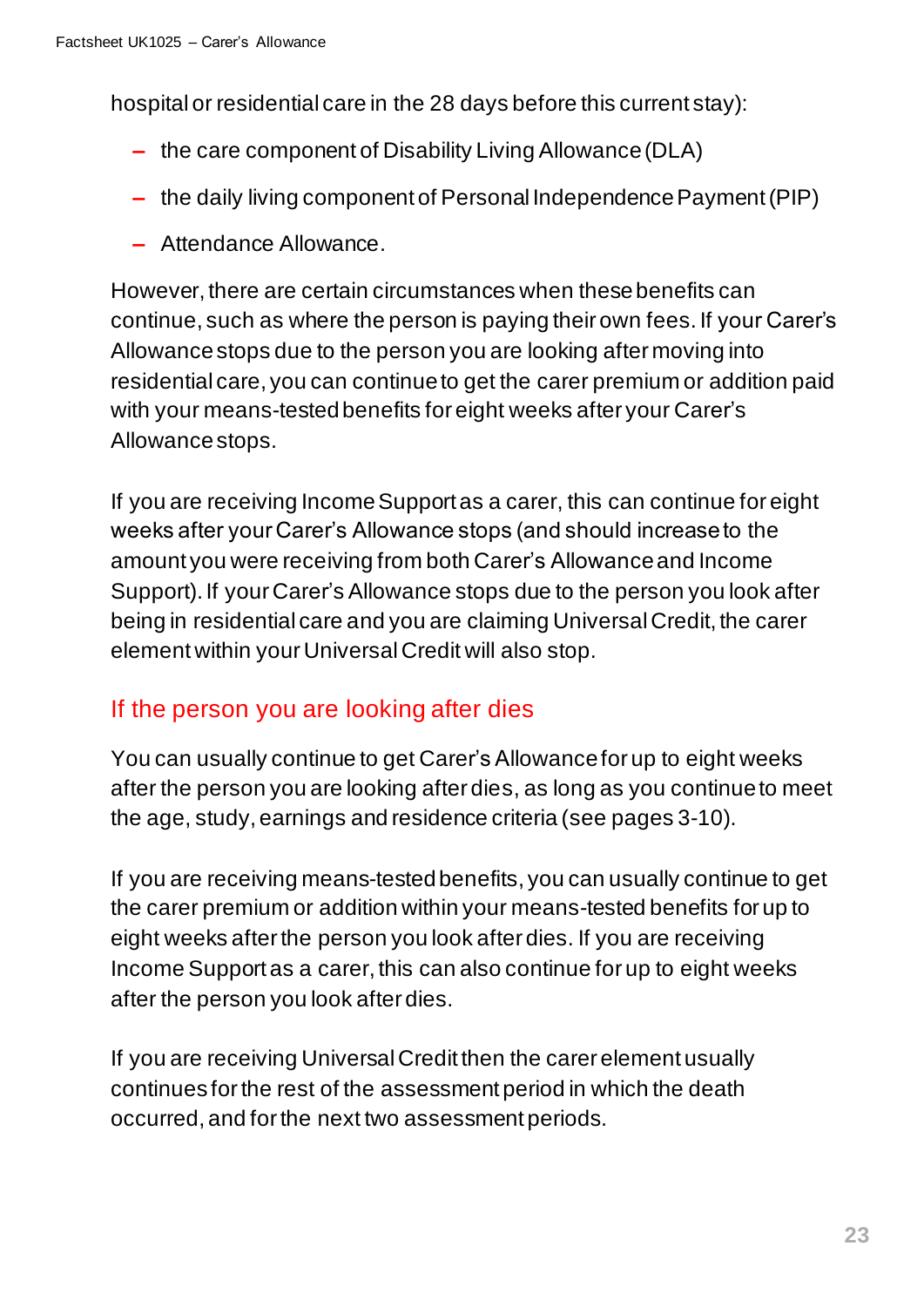hospital or residential care in the 28 days before this current stay):

- the care component of Disability Living Allowance (DLA)
- the daily living component of Personal Independence Payment (PIP)
- Attendance Allowance.

However, there are certain circumstances when these benefits can continue, such as where the person is paying their own fees. If your Carer's Allowance stops due to the person you are looking after moving into residential care, you can continue to get the carer premium or addition paid with your means-tested benefits for eight weeks after your Carer's Allowance stops.

If you are receiving Income Support as a carer, this can continue for eight weeks after your Carer's Allowance stops (and should increase to the amount you were receiving from both Carer's Allowance and Income Support). If your Carer's Allowance stops due to the person you look after being in residential care and you are claiming Universal Credit, the carer element within your Universal Credit will also stop.

## If the person you are looking after dies

You can usually continue to get Carer's Allowance for up to eight weeks after the person you are looking after dies, as long as you continue to meet the age, study, earnings and residence criteria (see pages 3-10).

If you are receiving means-tested benefits, you can usually continue to get the carer premium or addition within your means-tested benefits for up to eight weeks after the person you look after dies. If you are receiving Income Support as a carer, this can also continue for up to eight weeks after the person you look after dies.

If you are receiving Universal Credit then the carer element usually continues for the rest of the assessment period in which the death occurred, and for the next two assessment periods.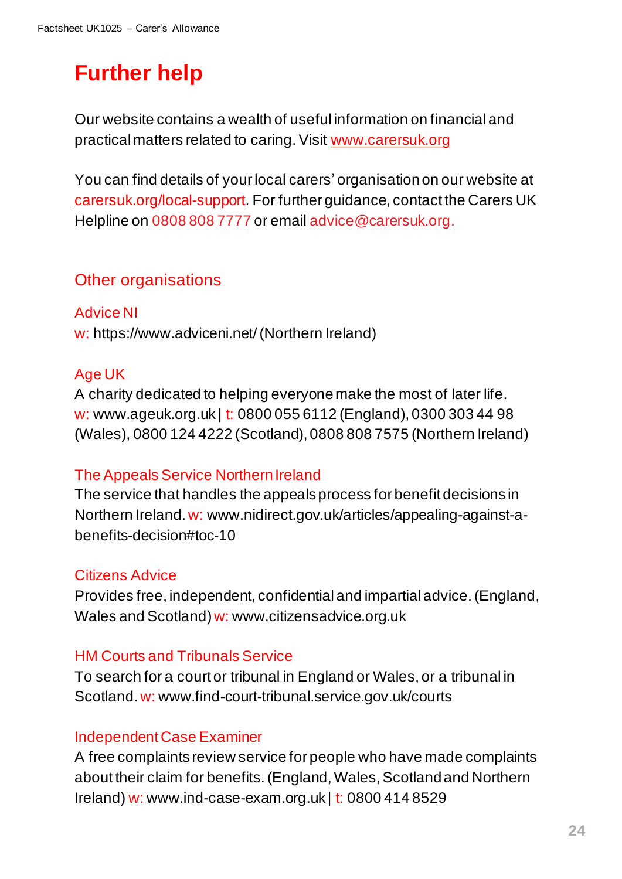# Further help

Our website contains a wealth of useful information on financial and practical matters related to caring. Visit www.carersuk.org

You can find details of your local carers' organisation on our website at carersuk.org/local-support. For further guidance, contact the Carers UK Helpline on 0808 808 7777 or email advice@carersuk.org.

## Other organisations

### Advice NI

w: https://www.adviceni.net/ (Northern Ireland)

### Age UK

A charity dedicated to helping everyone make the most of later life.
w: www.ageuk.org.uk | t: 0800 055 6112 (England), 0300 303 44 98 (Wales), 0800 124 4222 (Scotland), 0808 808 7575 (Northern Ireland)

### The Appeals Service Northern Ireland

The service that handles the appeals process for benefit decisions in Northern Ireland. w: www.nidirect.gov.uk/articles/appealing-against-a-benefits-decision#toc-10

### Citizens Advice

Provides free, independent, confidential and impartial advice. (England, Wales and Scotland) w: www.citizensadvice.org.uk

### HM Courts and Tribunals Service

To search for a court or tribunal in England or Wales, or a tribunal in Scotland. w: www.find-court-tribunal.service.gov.uk/courts

### Independent Case Examiner

A free complaints review service for people who have made complaints about their claim for benefits. (England, Wales, Scotland and Northern Ireland) w: www.ind-case-exam.org.uk | t: 0800 414 8529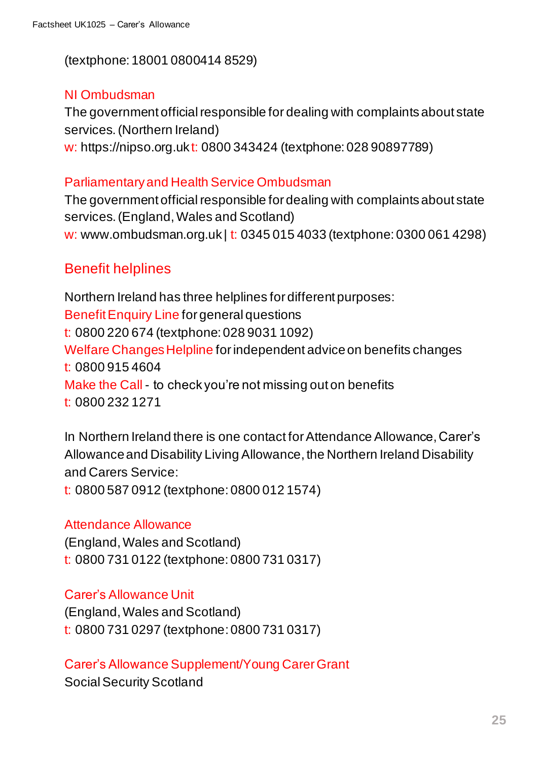(textphone: 18001 0800414 8529)

NI Ombudsman
The government official responsible for dealing with complaints about state services. (Northern Ireland)
w: https://nipso.org.uk t: 0800 343424 (textphone: 028 90897789)

Parliamentary and Health Service Ombudsman
The government official responsible for dealing with complaints about state services. (England, Wales and Scotland)
w: www.ombudsman.org.uk | t: 0345 015 4033 (textphone: 0300 061 4298)

## Benefit helplines

Northern Ireland has three helplines for different purposes:
Benefit Enquiry Line for general questions
t: 0800 220 674 (textphone: 028 9031 1092)
Welfare Changes Helpline for independent advice on benefits changes
t: 0800 915 4604
Make the Call - to check you're not missing out on benefits
t: 0800 232 1271

In Northern Ireland there is one contact for Attendance Allowance, Carer's Allowance and Disability Living Allowance, the Northern Ireland Disability and Carers Service:
t: 0800 587 0912 (textphone: 0800 012 1574)

Attendance Allowance
(England, Wales and Scotland)
t: 0800 731 0122 (textphone: 0800 731 0317)

Carer's Allowance Unit
(England, Wales and Scotland)
t: 0800 731 0297 (textphone: 0800 731 0317)

Carer's Allowance Supplement/Young Carer Grant
Social Security Scotland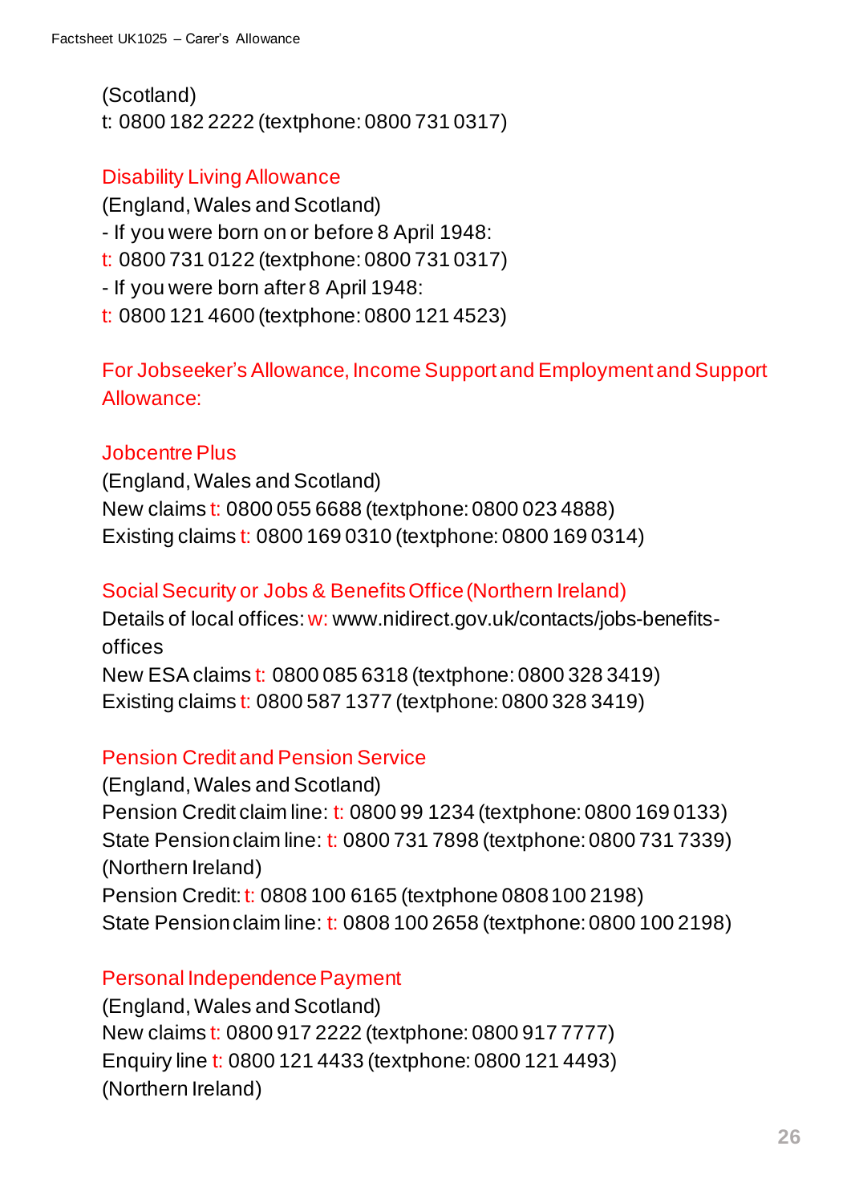(Scotland)
t: 0800 182 2222 (textphone: 0800 731 0317)

### Disability Living Allowance

(England, Wales and Scotland)
- If you were born on or before 8 April 1948:
t: 0800 731 0122 (textphone: 0800 731 0317)
- If you were born after 8 April 1948:
t: 0800 121 4600 (textphone: 0800 121 4523)

### For Jobseeker's Allowance, Income Support and Employment and Support Allowance:

### Jobcentre Plus

(England, Wales and Scotland)
New claims t: 0800 055 6688 (textphone: 0800 023 4888)
Existing claims t: 0800 169 0310 (textphone: 0800 169 0314)

### Social Security or Jobs & Benefits Office (Northern Ireland)

Details of local offices: w: www.nidirect.gov.uk/contacts/jobs-benefits-offices
New ESA claims t: 0800 085 6318 (textphone: 0800 328 3419)
Existing claims t: 0800 587 1377 (textphone: 0800 328 3419)

### Pension Credit and Pension Service

(England, Wales and Scotland)
Pension Credit claim line: t: 0800 99 1234 (textphone: 0800 169 0133)
State Pension claim line: t: 0800 731 7898 (textphone: 0800 731 7339)
(Northern Ireland)
Pension Credit: t: 0808 100 6165 (textphone 0808 100 2198)
State Pension claim line: t: 0808 100 2658 (textphone: 0800 100 2198)

### Personal Independence Payment

(England, Wales and Scotland)
New claims t: 0800 917 2222 (textphone: 0800 917 7777)
Enquiry line t: 0800 121 4433 (textphone: 0800 121 4493)
(Northern Ireland)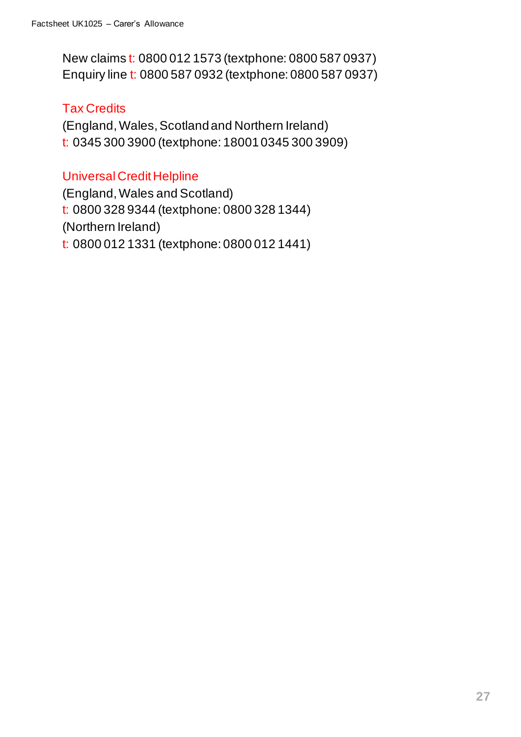New claims t: 0800 012 1573 (textphone: 0800 587 0937)
Enquiry line t: 0800 587 0932 (textphone: 0800 587 0937)

### Tax Credits

(England, Wales, Scotland and Northern Ireland)
t: 0345 300 3900 (textphone: 18001 0345 300 3909)

### Universal Credit Helpline

(England, Wales and Scotland)
t: 0800 328 9344 (textphone: 0800 328 1344)
(Northern Ireland)
t: 0800 012 1331 (textphone: 0800 012 1441)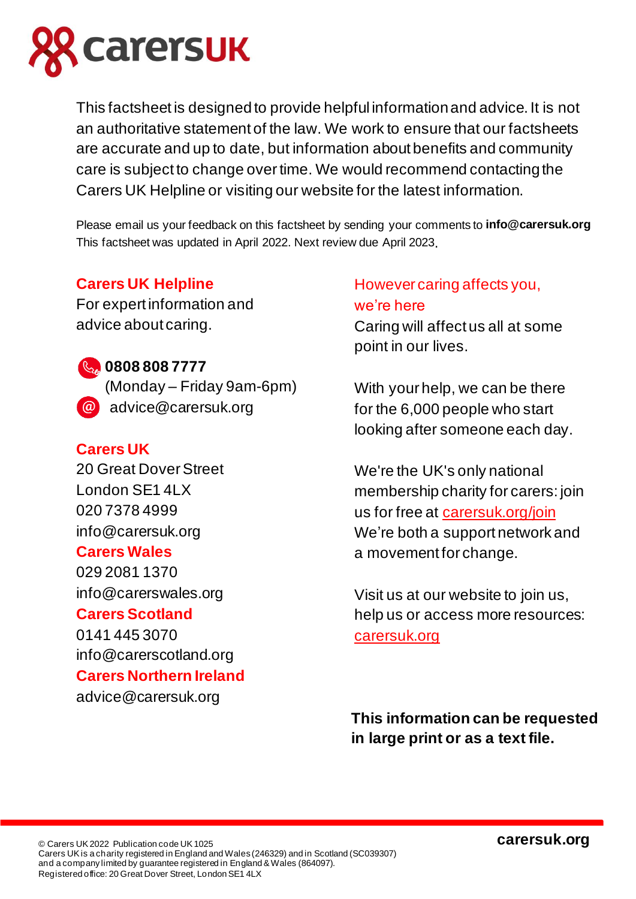# carersUK

This factsheet is designed to provide helpful information and advice. It is not an authoritative statement of the law. We work to ensure that our factsheets are accurate and up to date, but information about benefits and community care is subject to change over time. We would recommend contacting the Carers UK Helpline or visiting our website for the latest information.

Please email us your feedback on this factsheet by sending your comments to **info@carersuk.org**
This factsheet was updated in April 2022. Next review due April 2023.

## Carers UK Helpline

For expert information and advice about caring.

**0808 808 7777**
(Monday – Friday 9am-6pm)
advice@carersuk.org

## Carers UK

20 Great Dover Street
London SE1 4LX
020 7378 4999
info@carersuk.org

## Carers Wales

029 2081 1370
info@carerswales.org

## Carers Scotland

0141 445 3070
info@carerscotland.org

## Carers Northern Ireland

advice@carersuk.org

## However caring affects you, we're here

Caring will affect us all at some point in our lives.

With your help, we can be there for the 6,000 people who start looking after someone each day.

We're the UK's only national membership charity for carers: join us for free at carersuk.org/join
We're both a support network and a movement for change.

Visit us at our website to join us, help us or access more resources: carersuk.org

**This information can be requested in large print or as a text file.**

© Carers UK 2022 Publication code UK1025
Carers UK is a charity registered in England and Wales (246329) and in Scotland (SC039307) and a company limited by guarantee registered in England & Wales (864097).
Registered office: 20 Great Dover Street, London SE1 4LX

**carersuk.org**